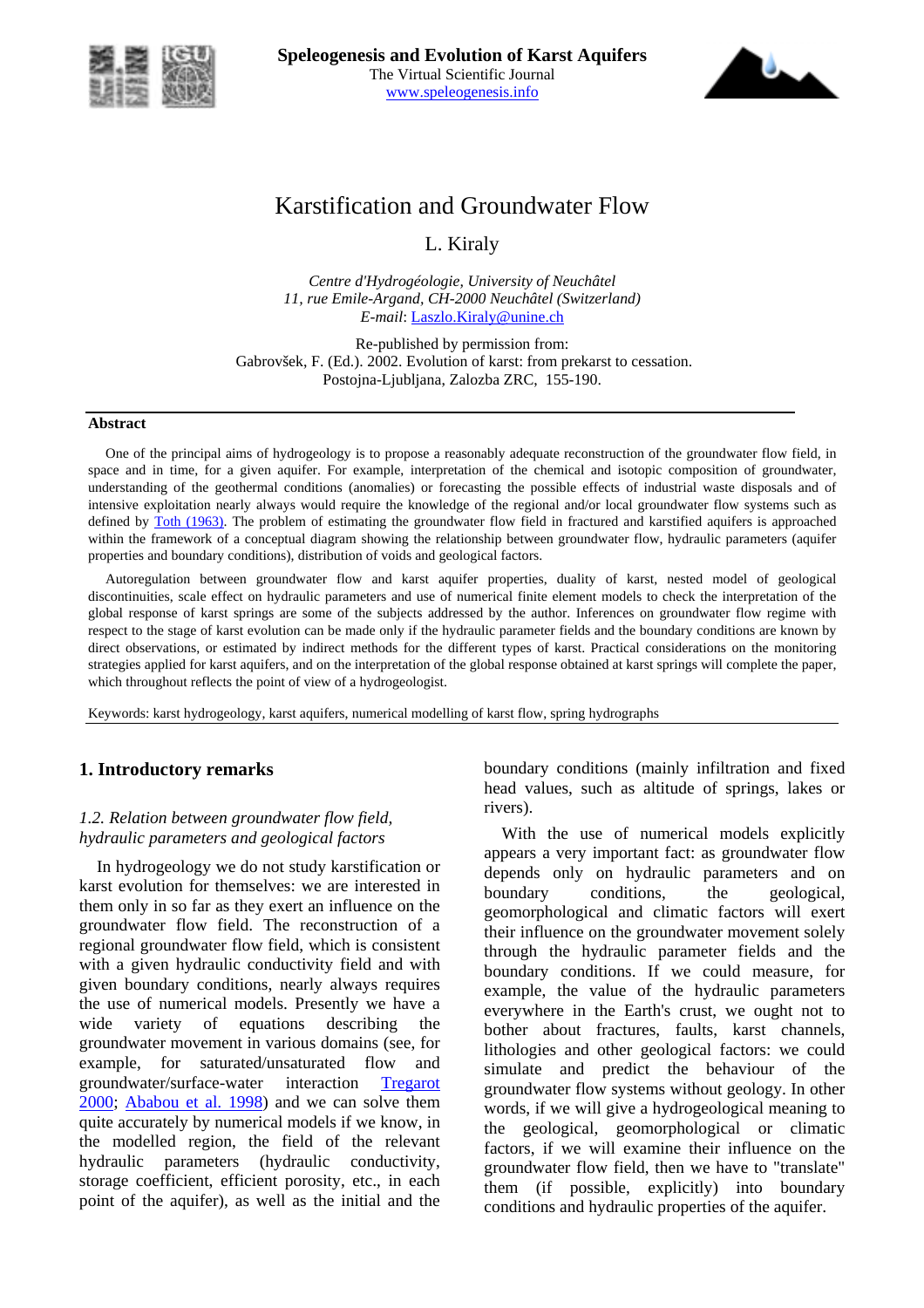**Speleogenesis and Evolution of Karst Aquifers**
The Virtual Scientific Journal
[www.speleogenesis.info](http://www.speleogenesis.info)

# Karstification and Groundwater Flow

L. Kiraly

*Centre d'Hydrogéologie, University of Neuchâtel*
*11, rue Emile-Argand, CH-2000 Neuchâtel (Switzerland)*
*E-mail*: Laszlo.Kiraly@unine.ch

Re-published by permission from:
Gabrovšek, F. (Ed.). 2002. Evolution of karst: from prekarst to cessation. Postojna-Ljubljana, Zalozba ZRC, 155-190.

**Abstract**

One of the principal aims of hydrogeology is to propose a reasonably adequate reconstruction of the groundwater flow field, in space and in time, for a given aquifer. For example, interpretation of the chemical and isotopic composition of groundwater, understanding of the geothermal conditions (anomalies) or forecasting the possible effects of industrial waste disposals and of intensive exploitation nearly always would require the knowledge of the regional and/or local groundwater flow systems such as defined by Toth (1963). The problem of estimating the groundwater flow field in fractured and karstified aquifers is approached within the framework of a conceptual diagram showing the relationship between groundwater flow, hydraulic parameters (aquifer properties and boundary conditions), distribution of voids and geological factors.

Autoregulation between groundwater flow and karst aquifer properties, duality of karst, nested model of geological discontinuities, scale effect on hydraulic parameters and use of numerical finite element models to check the interpretation of the global response of karst springs are some of the subjects addressed by the author. Inferences on groundwater flow regime with respect to the stage of karst evolution can be made only if the hydraulic parameter fields and the boundary conditions are known by direct observations, or estimated by indirect methods for the different types of karst. Practical considerations on the monitoring strategies applied for karst aquifers, and on the interpretation of the global response obtained at karst springs will complete the paper, which throughout reflects the point of view of a hydrogeologist.

Keywords: karst hydrogeology, karst aquifers, numerical modelling of karst flow, spring hydrographs

## 1. Introductory remarks

### *1.2. Relation between groundwater flow field, hydraulic parameters and geological factors*

In hydrogeology we do not study karstification or karst evolution for themselves: we are interested in them only in so far as they exert an influence on the groundwater flow field. The reconstruction of a regional groundwater flow field, which is consistent with a given hydraulic conductivity field and with given boundary conditions, nearly always requires the use of numerical models. Presently we have a wide variety of equations describing the groundwater movement in various domains (see, for example, for saturated/unsaturated flow and groundwater/surface-water interaction Tregarot 2000; Ababou et al. 1998) and we can solve them quite accurately by numerical models if we know, in the modelled region, the field of the relevant hydraulic parameters (hydraulic conductivity, storage coefficient, efficient porosity, etc., in each point of the aquifer), as well as the initial and the boundary conditions (mainly infiltration and fixed head values, such as altitude of springs, lakes or rivers).

With the use of numerical models explicitly appears a very important fact: as groundwater flow depends only on hydraulic parameters and on boundary conditions, the geological, geomorphological and climatic factors will exert their influence on the groundwater movement solely through the hydraulic parameter fields and the boundary conditions. If we could measure, for example, the value of the hydraulic parameters everywhere in the Earth's crust, we ought not to bother about fractures, faults, karst channels, lithologies and other geological factors: we could simulate and predict the behaviour of the groundwater flow systems without geology. In other words, if we will give a hydrogeological meaning to the geological, geomorphological or climatic factors, if we will examine their influence on the groundwater flow field, then we have to "translate" them (if possible, explicitly) into boundary conditions and hydraulic properties of the aquifer.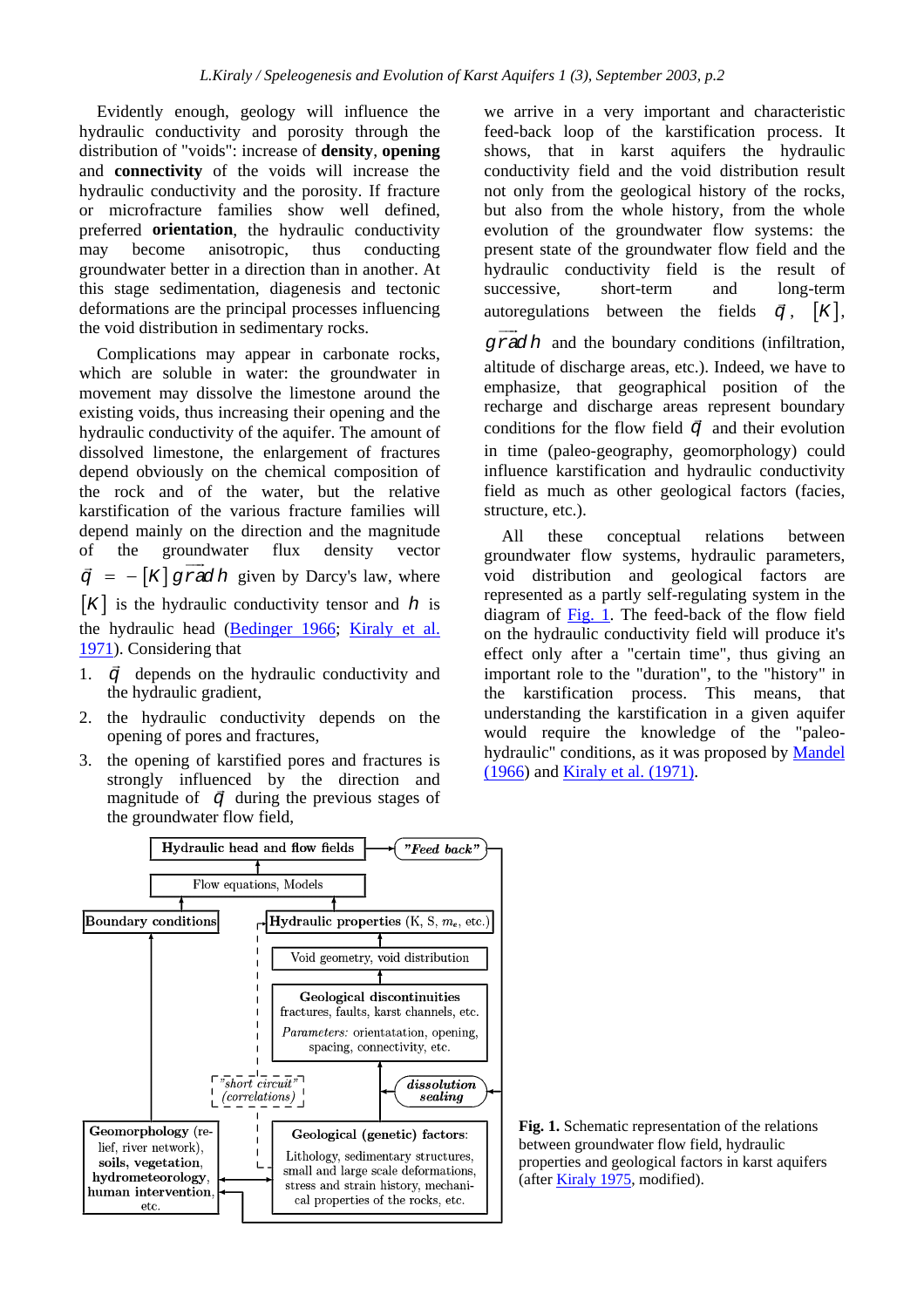Evidently enough, geology will influence the hydraulic conductivity and porosity through the distribution of "voids": increase of **density**, **opening** and **connectivity** of the voids will increase the hydraulic conductivity and the porosity. If fracture or microfracture families show well defined, preferred **orientation**, the hydraulic conductivity may become anisotropic, thus conducting groundwater better in a direction than in another. At this stage sedimentation, diagenesis and tectonic deformations are the principal processes influencing the void distribution in sedimentary rocks.

Complications may appear in carbonate rocks, which are soluble in water: the groundwater movement may dissolve the limestone around the existing voids, thus increasing their opening and the hydraulic conductivity of the aquifer. The amount of dissolved limestone, the enlargement of fractures depend obviously on the chemical composition of the rock and of the water, but the relative karstification of the various fracture families will depend mainly on the direction and the magnitude of the groundwater flux density vector $\vec{q} = -[K]\,\overrightarrow{grad}\,h$ given by Darcy's law, where $[K]$ is the hydraulic conductivity tensor and $h$ is the hydraulic head (Bedinger 1966; Kiraly et al. 1971). Considering that

1. $\vec{q}$ depends on the hydraulic conductivity and the hydraulic gradient,
2. the hydraulic conductivity depends on the opening of pores and fractures,
3. the opening of karstified pores and fractures is strongly influenced by the direction and magnitude of $\vec{q}$ during the previous stages of the groundwater flow field,

we arrive in a very important and characteristic feed-back loop of the karstification process. It shows, that in karst aquifers the hydraulic conductivity field and the void distribution result not only from the geological history of the rocks, but also from the whole history, from the whole evolution of the groundwater flow systems: the present state of the groundwater flow field and the hydraulic conductivity field is the result of successive, short-term and long-term autoregulations between the fields $\vec{q}$, $[K]$, $\overrightarrow{grad}\,h$ and the boundary conditions (infiltration, altitude of discharge areas, etc.). Indeed, we have to emphasize, that geographical position of the recharge and discharge areas represent boundary conditions for the flow field $\vec{q}$ and their evolution in time (paleo-geography, geomorphology) could influence karstification and hydraulic conductivity field as much as other geological factors (facies, structure, etc.).

All these conceptual relations between groundwater flow systems, hydraulic parameters, void distribution and geological factors are represented as a partly self-regulating system in the diagram of Fig. 1. The feed-back of the flow field on the hydraulic conductivity field will produce it's effect only after a "certain time", thus giving an important role to the "duration", to the "history" in the karstification process. This means, that understanding the karstification in a given aquifer would require the knowledge of the "paleo-hydraulic" conditions, as it was proposed by Mandel (1966) and Kiraly et al. (1971).

**Fig. 1.** Schematic representation of the relations between groundwater flow field, hydraulic properties and geological factors in karst aquifers (after Kiraly 1975, modified).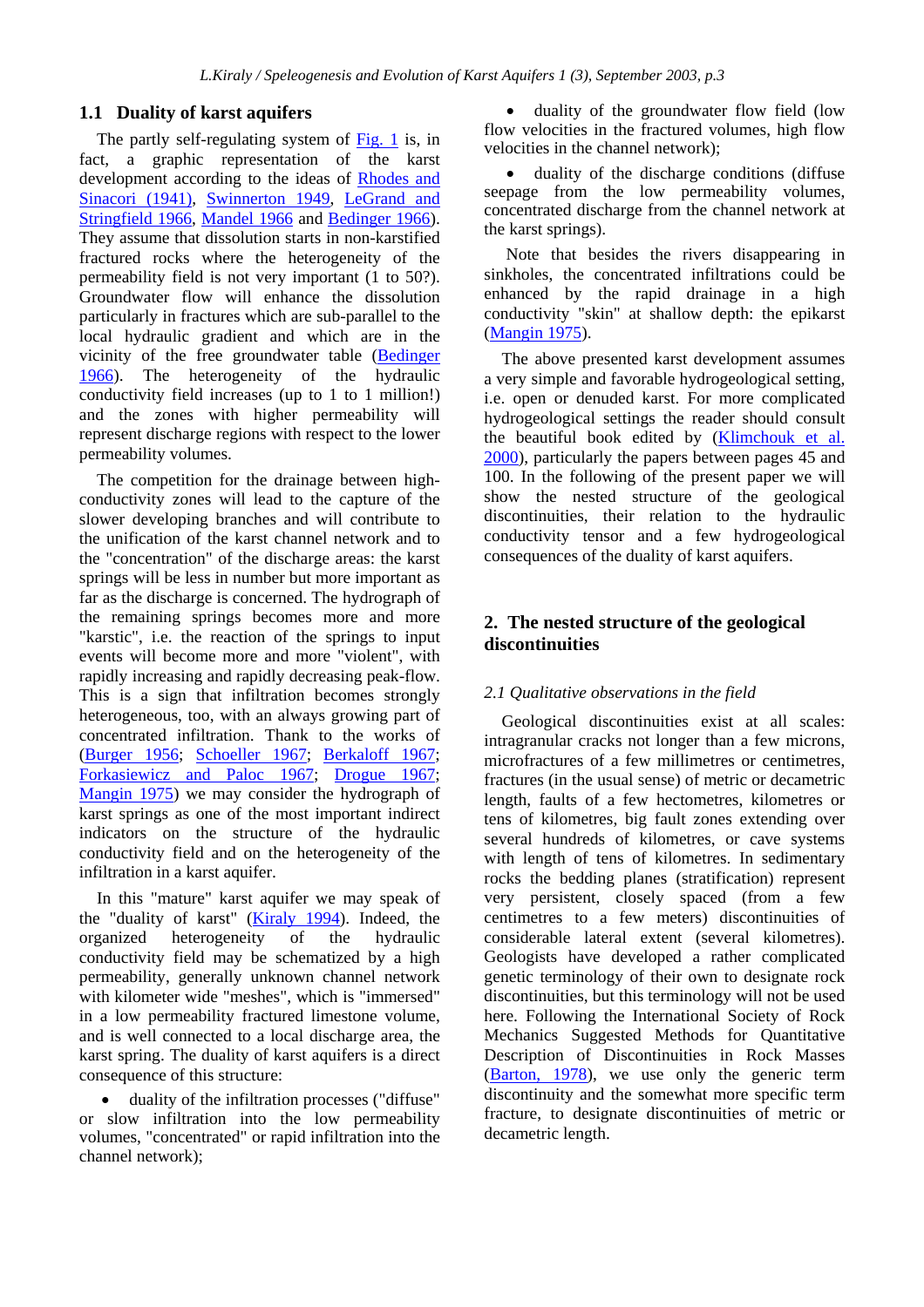## 1.1 Duality of karst aquifers

The partly self-regulating system of Fig. 1 is, in fact, a graphic representation of the karst development according to the ideas of Rhodes and Sinacori (1941), Swinnerton 1949, LeGrand and Stringfield 1966, Mandel 1966 and Bedinger 1966). They assume that dissolution starts in non-karstified fractured rocks where the heterogeneity of the permeability field is not very important (1 to 50?). Groundwater flow will enhance the dissolution particularly in fractures which are sub-parallel to the local hydraulic gradient and which are in the vicinity of the free groundwater table (Bedinger 1966). The heterogeneity of the hydraulic conductivity field increases (up to 1 to 1 million!) and the zones with higher permeability will represent discharge regions with respect to the lower permeability volumes.

The competition for the drainage between high-conductivity zones will lead to the capture of the slower developing branches and will contribute to the unification of the karst channel network and to the "concentration" of the discharge areas: the karst springs will be less in number but more important as far as the discharge is concerned. The hydrograph of the remaining springs becomes more and more "karstic", i.e. the reaction of the springs to input events will become more and more "violent", with rapidly increasing and rapidly decreasing peak-flow. This is a sign that infiltration becomes strongly heterogeneous, too, with an always growing part of concentrated infiltration. Thank to the works of (Burger 1956; Schoeller 1967; Berkaloff 1967; Forkasiewicz and Paloc 1967; Drogue 1967; Mangin 1975) we may consider the hydrograph of karst springs as one of the most important indirect indicators on the structure of the hydraulic conductivity field and on the heterogeneity of the infiltration in a karst aquifer.

In this "mature" karst aquifer we may speak of the "duality of karst" (Kiraly 1994). Indeed, the organized heterogeneity of the hydraulic conductivity field may be schematized by a high permeability, generally unknown channel network with kilometer wide "meshes", which is "immersed" in a low permeability fractured limestone volume, and is well connected to a local discharge area, the karst spring. The duality of karst aquifers is a direct consequence of this structure:

- duality of the infiltration processes ("diffuse" or slow infiltration into the low permeability volumes, "concentrated" or rapid infiltration into the channel network);
- duality of the groundwater flow field (low flow velocities in the fractured volumes, high flow velocities in the channel network);
- duality of the discharge conditions (diffuse seepage from the low permeability volumes, concentrated discharge from the channel network at the karst springs).

Note that besides the rivers disappearing in sinkholes, the concentrated infiltrations could be enhanced by the rapid drainage in a high conductivity "skin" at shallow depth: the epikarst (Mangin 1975).

The above presented karst development assumes a very simple and favorable hydrogeological setting, i.e. open or denuded karst. For more complicated hydrogeological settings the reader should consult the beautiful book edited by (Klimchouk et al. 2000), particularly the papers between pages 45 and 100. In the following of the present paper we will show the nested structure of the geological discontinuities, their relation to the hydraulic conductivity tensor and a few hydrogeological consequences of the duality of karst aquifers.

## 2. The nested structure of the geological discontinuities

### *2.1 Qualitative observations in the field*

Geological discontinuities exist at all scales: intragranular cracks not longer than a few microns, microfractures of a few millimetres or centimetres, fractures (in the usual sense) of metric or decametric length, faults of a few hectometres, kilometres or tens of kilometres, big fault zones extending over several hundreds of kilometres, or cave systems with length of tens of kilometres. In sedimentary rocks the bedding planes (stratification) represent very persistent, closely spaced (from a few centimetres to a few meters) discontinuities of considerable lateral extent (several kilometres). Geologists have developed a rather complicated genetic terminology of their own to designate rock discontinuities, but this terminology will not be used here. Following the International Society of Rock Mechanics Suggested Methods for Quantitative Description of Discontinuities in Rock Masses (Barton, 1978), we use only the generic term discontinuity and the somewhat more specific term fracture, to designate discontinuities of metric or decametric length.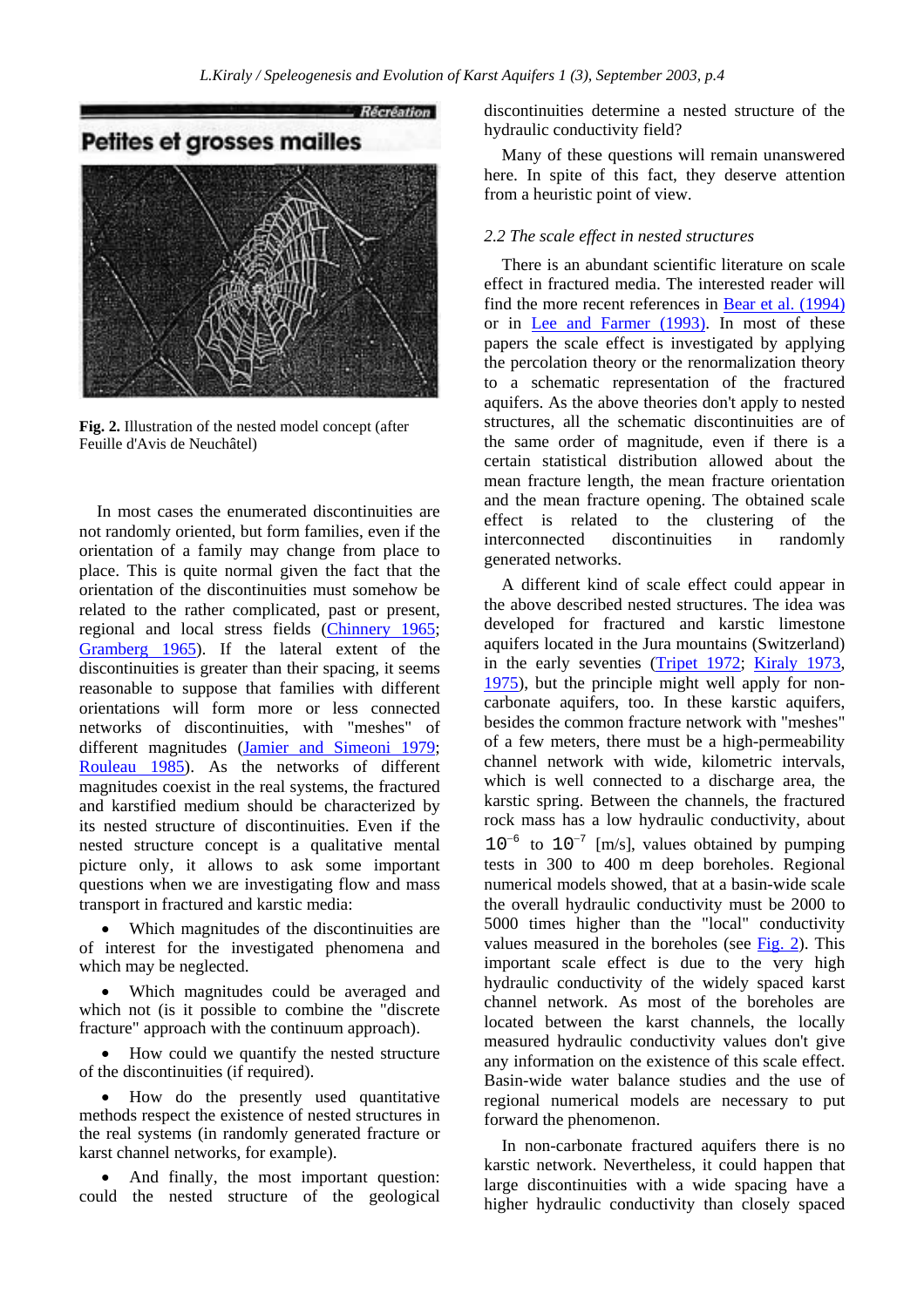**Fig. 2.** Illustration of the nested model concept (after Feuille d'Avis de Neuchâtel)

In most cases the enumerated discontinuities are not randomly oriented, but form families, even if the orientation of a family may change from place to place. This is quite normal given the fact that the orientation of the discontinuities must somehow be related to the rather complicated, past or present, regional and local stress fields (Chinnery 1965; Gramberg 1965). If the lateral extent of the discontinuities is greater than their spacing, it seems reasonable to suppose that families with different orientations will form more or less connected networks of discontinuities, with "meshes" of different magnitudes (Jamier and Simeoni 1979; Rouleau 1985). As the networks of different magnitudes coexist in the real systems, the fractured and karstified medium should be characterized by its nested structure of discontinuities. Even if the nested structure concept is a qualitative mental picture only, it allows to ask some important questions when we are investigating flow and mass transport in fractured and karstic media:

- Which magnitudes of the discontinuities are of interest for the investigated phenomena and which may be neglected.
- Which magnitudes could be averaged and which not (is it possible to combine the "discrete fracture" approach with the continuum approach).
- How could we quantify the nested structure of the discontinuities (if required).
- How do the presently used quantitative methods respect the existence of nested structures in the real systems (in randomly generated fracture or karst channel networks, for example).
- And finally, the most important question: could the nested structure of the geological discontinuities determine a nested structure of the hydraulic conductivity field?

Many of these questions will remain unanswered here. In spite of this fact, they deserve attention from a heuristic point of view.

### *2.2 The scale effect in nested structures*

There is an abundant scientific literature on scale effect in fractured media. The interested reader will find the more recent references in Bear et al. (1994) or in Lee and Farmer (1993). In most of these papers the scale effect is investigated by applying the percolation theory or the renormalization theory to a schematic representation of the fractured aquifers. As the above theories don't apply to nested structures, all the schematic discontinuities are of the same order of magnitude, even if there is a certain statistical distribution allowed about the mean fracture length, the mean fracture orientation and the mean fracture opening. The obtained scale effect is related to the clustering of the interconnected discontinuities in randomly generated networks.

A different kind of scale effect could appear in the above described nested structures. The idea was developed for fractured and karstic limestone aquifers located in the Jura mountains (Switzerland) in the early seventies (Tripet 1972; Kiraly 1973, 1975), but the principle might well apply for non-carbonate aquifers, too. In these karstic aquifers, besides the common fracture network with "meshes" of a few meters, there must be a high-permeability channel network with wide, kilometric intervals, which is well connected to a discharge area, the karstic spring. Between the channels, the fractured rock mass has a low hydraulic conductivity, about $10^{-6}$ to $10^{-7}$ [m/s], values obtained by pumping tests in 300 to 400 m deep boreholes. Regional numerical models showed, that at a basin-wide scale the overall hydraulic conductivity must be 2000 to 5000 times higher than the "local" conductivity values measured in the boreholes (see Fig. 2). This important scale effect is due to the very high hydraulic conductivity of the widely spaced karst channel network. As most of the boreholes are located between the karst channels, the locally measured hydraulic conductivity values don't give any information on the existence of this scale effect. Basin-wide water balance studies and the use of regional numerical models are necessary to put forward the phenomenon.

In non-carbonate fractured aquifers there is no karstic network. Nevertheless, it could happen that large discontinuities with a wide spacing have a higher hydraulic conductivity than closely spaced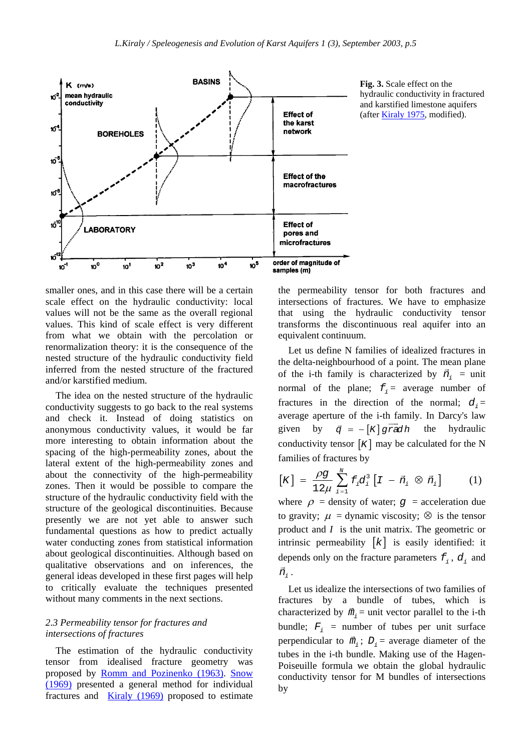**Fig. 3.** Scale effect on the hydraulic conductivity in fractured and karstified limestone aquifers (after Kiraly 1975, modified).

smaller ones, and in this case there will be a certain scale effect on the hydraulic conductivity: local values will not be the same as the overall regional values. This kind of scale effect is very different from what we obtain with the percolation or renormalization theory: it is the consequence of the nested structure of the hydraulic conductivity field inferred from the nested structure of the fractured and/or karstified medium.

The idea on the nested structure of the hydraulic conductivity suggests to go back to the real systems and check it. Instead of doing statistics on anonymous conductivity values, it would be far more interesting to obtain information about the spacing of the high-permeability zones, about the lateral extent of the high-permeability zones and about the connectivity of the high-permeability zones. Then it would be possible to compare the structure of the hydraulic conductivity field with the structure of the geological discontinuities. Because presently we are not yet able to answer such fundamental questions as how to predict actually water conducting zones from statistical information about geological discontinuities. Although based on qualitative observations and on inferences, the general ideas developed in these first pages will help to critically evaluate the techniques presented without many comments in the next sections.

### *2.3 Permeability tensor for fractures and intersections of fractures*

The estimation of the hydraulic conductivity tensor from idealised fracture geometry was proposed by Romm and Pozinenko (1963). Snow (1969) presented a general method for individual fractures and Kiraly (1969) proposed to estimate the permeability tensor for both fractures and intersections of fractures. We have to emphasize that using the hydraulic conductivity tensor transforms the discontinuous real aquifer into an equivalent continuum.

Let us define N families of idealized fractures in the delta-neighbourhood of a point. The mean plane of the i-th family is characterized by $\vec{n}_i$ = unit normal of the plane; $f_i$ = average number of fractures in the direction of the normal; $d_i$ = average aperture of the i-th family. In Darcy's law given by $\vec{q} = -[K]\,\overrightarrow{grad}\,h$ the hydraulic conductivity tensor $[K]$ may be calculated for the N families of fractures by

$$[K] = \frac{\rho g}{12\mu} \sum_{i=1}^{N} f_i d_i^3 \left[ I - \vec{n}_i \otimes \vec{n}_i \right] \qquad (1)$$

where $\rho$ = density of water; $g$ = acceleration due to gravity; $\mu$ = dynamic viscosity; $\otimes$ is the tensor product and $I$ is the unit matrix. The geometric or intrinsic permeability $[k]$ is easily identified: it depends only on the fracture parameters $f_i$, $d_i$ and $\vec{n}_i$.

Let us idealize the intersections of two families of fractures by a bundle of tubes, which is characterized by $\vec{m}_i$ = unit vector parallel to the i-th bundle; $F_i$ = number of tubes per unit surface perpendicular to $\vec{m}_i$; $D_i$ = average diameter of the tubes in the i-th bundle. Making use of the Hagen-Poiseuille formula we obtain the global hydraulic conductivity tensor for M bundles of intersections by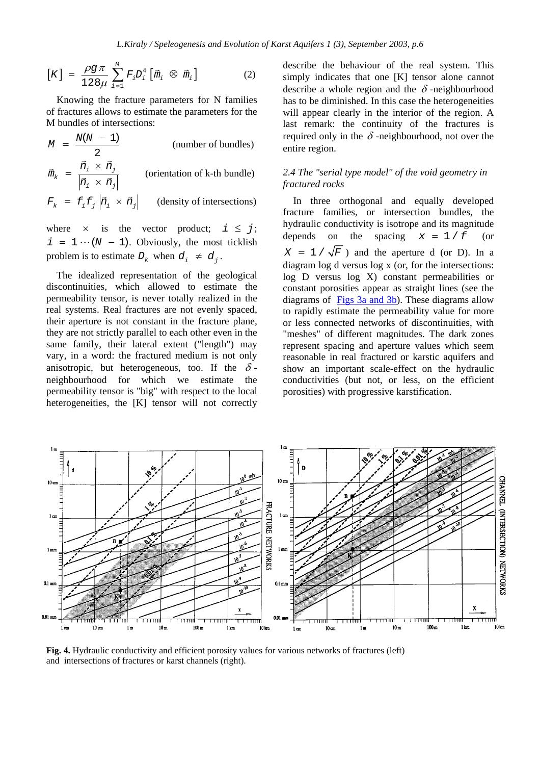$$[K] = \frac{\rho g \pi}{128\mu} \sum_{i=1}^{M} F_i D_i^4 [\vec{m}_i \otimes \vec{m}_i] \qquad (2)$$

Knowing the fracture parameters for N families of fractures allows to estimate the parameters for the M bundles of intersections:

$$M = \frac{N(N-1)}{2} \qquad \text{(number of bundles)}$$

$$\vec{m}_k = \frac{\vec{n}_i \times \vec{n}_j}{|\vec{n}_i \times \vec{n}_j|} \qquad \text{(orientation of k-th bundle)}$$

$$F_k = f_i f_j |\vec{n}_i \times \vec{n}_j| \qquad \text{(density of intersections)}$$

where $\times$ is the vector product; $i \leq j$; $i = 1 \cdots (N-1)$. Obviously, the most ticklish problem is to estimate $D_k$ when $d_i \neq d_j$.

The idealized representation of the geological discontinuities, which allowed to estimate the permeability tensor, is never totally realized in the real systems. Real fractures are not evenly spaced, their aperture is not constant in the fracture plane, they are not strictly parallel to each other even in the same family, their lateral extent ("length") may vary, in a word: the fractured medium is not only anisotropic, but heterogeneous, too. If the $\delta$-neighbourhood for which we estimate the permeability tensor is "big" with respect to the local heterogeneities, the [K] tensor will not correctly describe the behaviour of the real system. This simply indicates that one [K] tensor alone cannot describe a whole region and the $\delta$-neighbourhood has to be diminished. In this case the heterogeneities will appear clearly in the interior of the region. A last remark: the continuity of the fractures is required only in the $\delta$-neighbourhood, not over the entire region.

### *2.4 The "serial type model" of the void geometry in fractured rocks*

In three orthogonal and equally developed fracture families, or intersection bundles, the hydraulic conductivity is isotrope and its magnitude depends on the spacing $x = 1/f$ (or $X = 1/\sqrt{F}$) and the aperture d (or D). In a diagram log d versus log x (or, for the intersections: log D versus log X) constant permeabilities or constant porosities appear as straight lines (see the diagrams of Figs 3a and 3b). These diagrams allow to rapidly estimate the permeability value for more or less connected networks of discontinuities, with "meshes" of different magnitudes. The dark zones represent spacing and aperture values which seem reasonable in real fractured or karstic aquifers and show an important scale-effect on the hydraulic conductivities (but not, or less, on the efficient porosities) with progressive karstification.

**Fig. 4.** Hydraulic conductivity and efficient porosity values for various networks of fractures (left) and intersections of fractures or karst channels (right).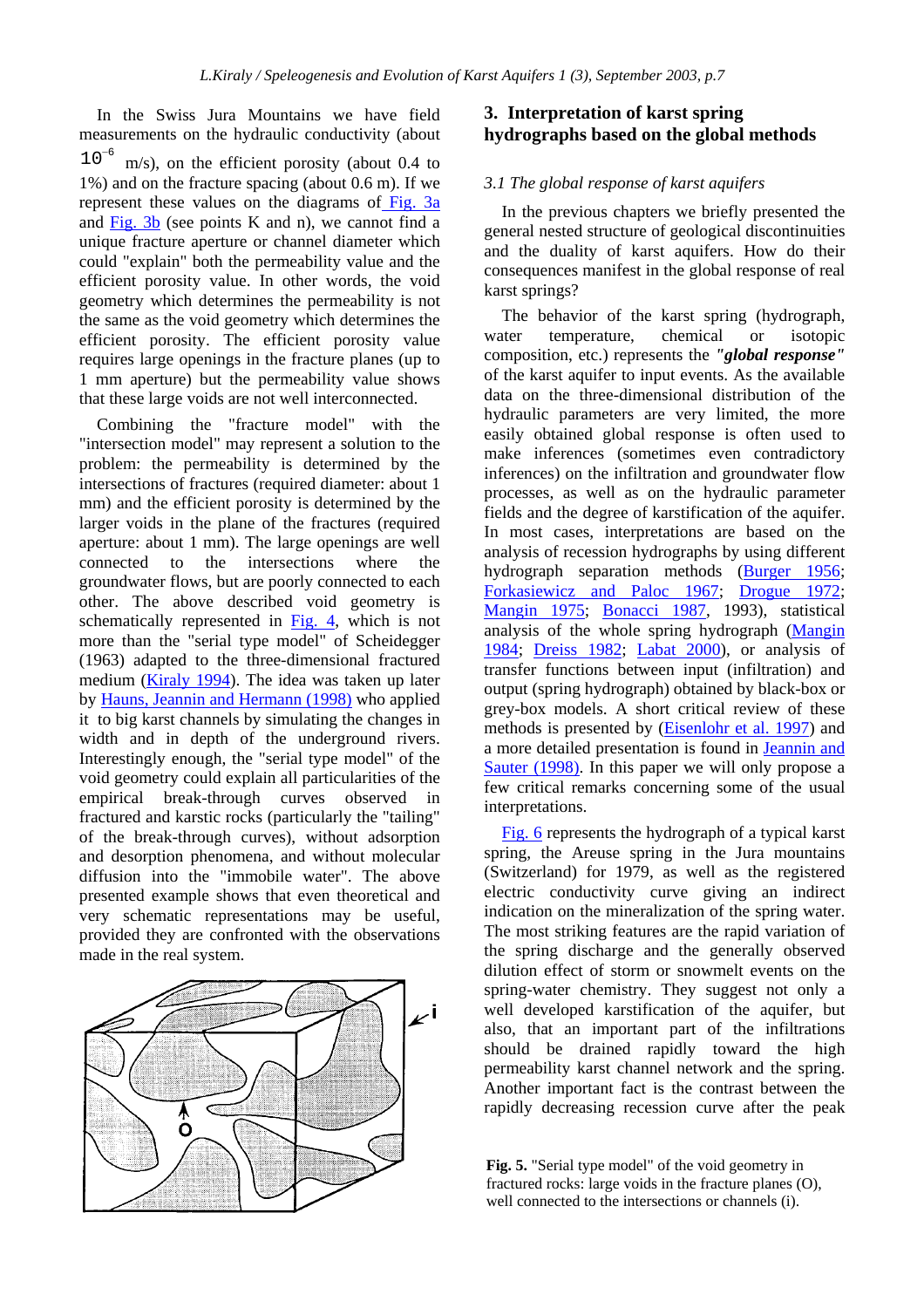In the Swiss Jura Mountains we have field measurements on the hydraulic conductivity (about $10^{-6}$ m/s), on the efficient porosity (about 0.4 to 1%) and on the fracture spacing (about 0.6 m). If we represent these values on the diagrams of Fig. 3a and Fig. 3b (see points K and n), we cannot find a unique fracture aperture or channel diameter which could "explain" both the permeability value and the efficient porosity value. In other words, the void geometry which determines the permeability is not the same as the void geometry which determines the efficient porosity. The efficient porosity value requires large openings in the fracture planes (up to 1 mm aperture) but the permeability value shows that these large voids are not well interconnected.

Combining the "fracture model" with the "intersection model" may represent a solution to the problem: the permeability is determined by the intersections of fractures (required diameter: about 1 mm) and the efficient porosity is determined by the larger voids in the plane of the fractures (required aperture: about 1 mm). The large openings are well connected to the intersections where the groundwater flows, but are poorly connected to each other. The above described void geometry is schematically represented in Fig. 4, which is not more than the "serial type model" of Scheidegger (1963) adapted to the three-dimensional fractured medium (Kiraly 1994). The idea was taken up later by Hauns, Jeannin and Hermann (1998) who applied it to big karst channels by simulating the changes in width and in depth of the underground rivers. Interestingly enough, the "serial type model" of the void geometry could explain all particularities of the empirical break-through curves observed in fractured and karstic rocks (particularly the "tailing" of the break-through curves), without adsorption and desorption phenomena, and without molecular diffusion into the "immobile water". The above presented example shows that even theoretical and very schematic representations may be useful, provided they are confronted with the observations made in the real system.

**Fig. 5.** "Serial type model" of the void geometry in fractured rocks: large voids in the fracture planes (O), well connected to the intersections or channels (i).

## 3. Interpretation of karst spring hydrographs based on the global methods

### *3.1 The global response of karst aquifers*

In the previous chapters we briefly presented the general nested structure of geological discontinuities and the duality of karst aquifers. How do their consequences manifest in the global response of real karst springs?

The behavior of the karst spring (hydrograph, water temperature, chemical or isotopic composition, etc.) represents the ***"global response"*** of the karst aquifer to input events. As the available data on the three-dimensional distribution of the hydraulic parameters are very limited, the more easily obtained global response is often used to make inferences (sometimes even contradictory inferences) on the infiltration and groundwater flow processes, as well as on the hydraulic parameter fields and the degree of karstification of the aquifer. In most cases, interpretations are based on the analysis of recession hydrographs by using different hydrograph separation methods (Burger 1956; Forkasiewicz and Paloc 1967; Drogue 1972; Mangin 1975; Bonacci 1987, 1993), statistical analysis of the whole spring hydrograph (Mangin 1984; Dreiss 1982; Labat 2000), or analysis of transfer functions between input (infiltration) and output (spring hydrograph) obtained by black-box or grey-box models. A short critical review of these methods is presented by (Eisenlohr et al. 1997) and a more detailed presentation is found in Jeannin and Sauter (1998). In this paper we will only propose a few critical remarks concerning some of the usual interpretations.

Fig. 6 represents the hydrograph of a typical karst spring, the Areuse spring in the Jura mountains (Switzerland) for 1979, as well as the registered electric conductivity curve giving an indirect indication on the mineralization of the spring water. The most striking features are the rapid variation of the spring discharge and the generally observed dilution effect of storm or snowmelt events on the spring-water chemistry. They suggest not only a well developed karstification of the aquifer, but also, that an important part of the infiltrations should be drained rapidly toward the high permeability karst channel network and the spring. Another important fact is the contrast between the rapidly decreasing recession curve after the peak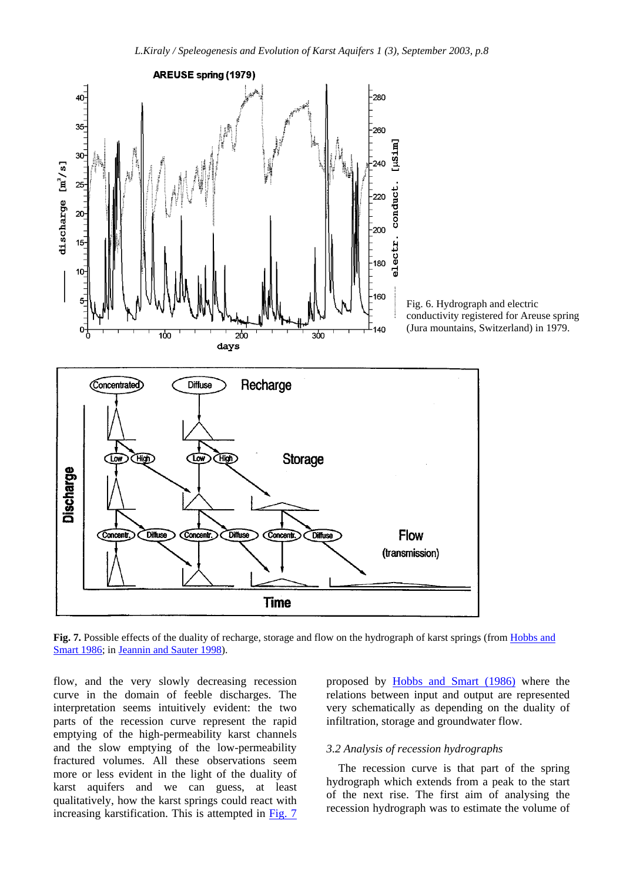Fig. 6. Hydrograph and electric conductivity registered for Areuse spring (Jura mountains, Switzerland) in 1979.

**Fig. 7.** Possible effects of the duality of recharge, storage and flow on the hydrograph of karst springs (from Hobbs and Smart 1986; in Jeannin and Sauter 1998).

flow, and the very slowly decreasing recession curve in the domain of feeble discharges. The interpretation seems intuitively evident: the two parts of the recession curve represent the rapid emptying of the high-permeability karst channels and the slow emptying of the low-permeability fractured volumes. All these observations seem more or less evident in the light of the duality of karst aquifers and we can guess, at least qualitatively, how the karst springs could react with increasing karstification. This is attempted in Fig. 7 proposed by Hobbs and Smart (1986) where the relations between input and output are represented very schematically as depending on the duality of infiltration, storage and groundwater flow.

### *3.2 Analysis of recession hydrographs*

The recession curve is that part of the spring hydrograph which extends from a peak to the start of the next rise. The first aim of analysing the recession hydrograph was to estimate the volume of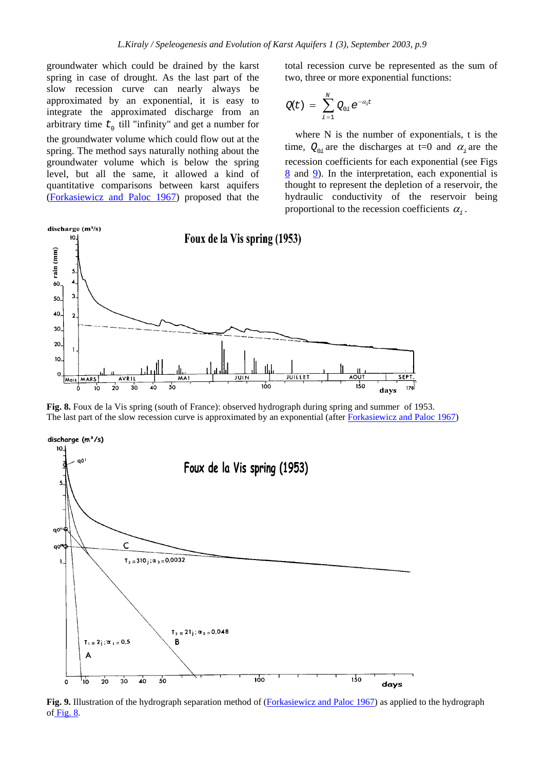groundwater which could be drained by the karst spring in case of drought. As the last part of the slow recession curve can nearly always be approximated by an exponential, it is easy to integrate the approximated discharge from an arbitrary time $t_0$ till "infinity" and get a number for the groundwater volume which could flow out at the spring. The method says naturally nothing about the groundwater volume which is below the spring level, but all the same, it allowed a kind of quantitative comparisons between karst aquifers (Forkasiewicz and Paloc 1967) proposed that the total recession curve be represented as the sum of two, three or more exponential functions:

$$Q(t) = \sum_{i=1}^{N} Q_{0i} e^{-\alpha_i t}$$

where N is the number of exponentials, t is the time, $Q_{0i}$ are the discharges at t=0 and $\alpha_i$ are the recession coefficients for each exponential (see Figs 8 and 9). In the interpretation, each exponential is thought to represent the depletion of a reservoir, the hydraulic conductivity of the reservoir being proportional to the recession coefficients $\alpha_i$.

**Fig. 8.** Foux de la Vis spring (south of France): observed hydrograph during spring and summer of 1953. The last part of the slow recession curve is approximated by an exponential (after Forkasiewicz and Paloc 1967)

**Fig. 9.** Illustration of the hydrograph separation method of (Forkasiewicz and Paloc 1967) as applied to the hydrograph of Fig. 8.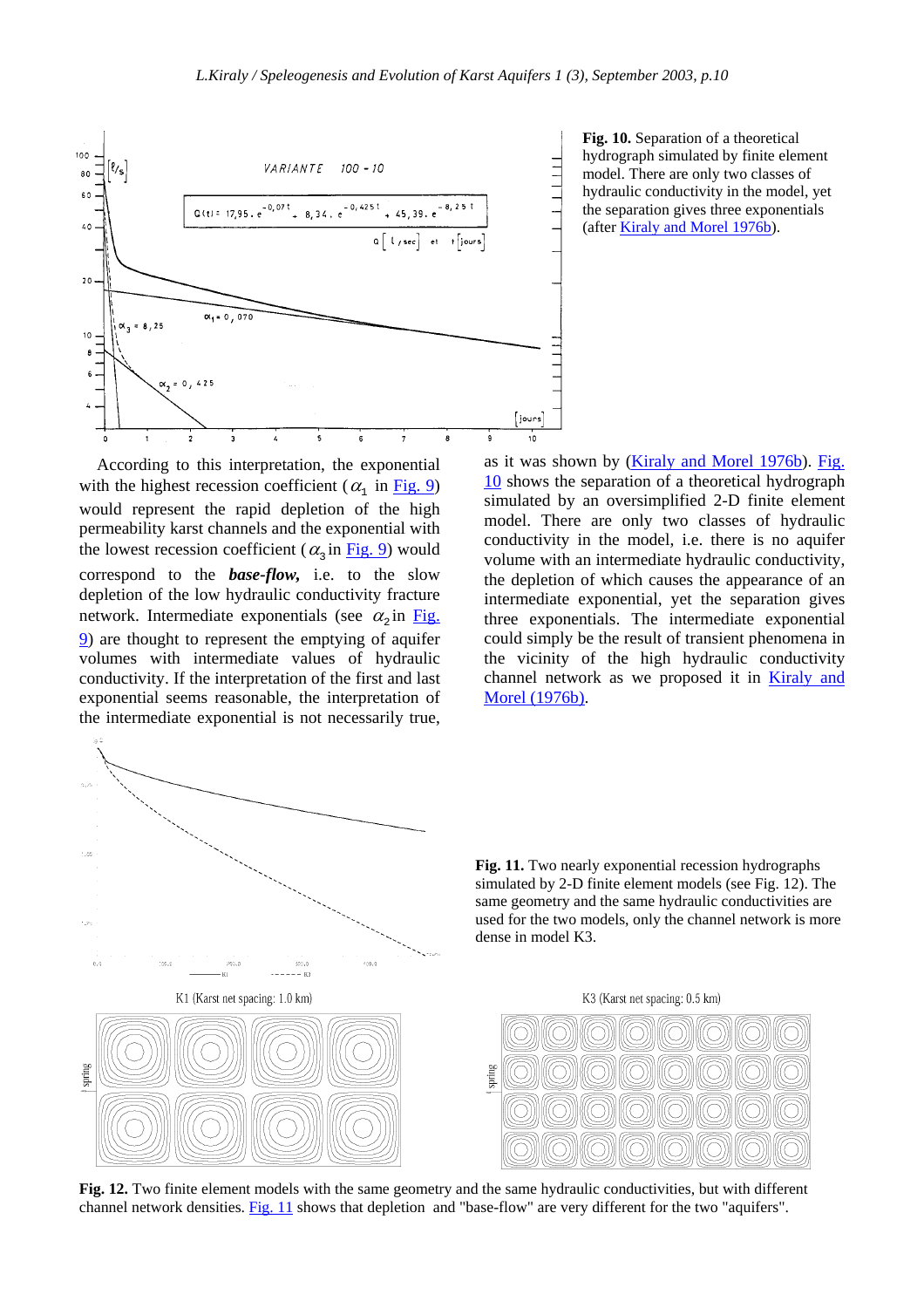**Fig. 10.** Separation of a theoretical hydrograph simulated by finite element model. There are only two classes of hydraulic conductivity in the model, yet the separation gives three exponentials (after Kiraly and Morel 1976b).

According to this interpretation, the exponential with the highest recession coefficient ($\alpha_1$ in Fig. 9) would represent the rapid depletion of the high permeability karst channels and the exponential with the lowest recession coefficient ($\alpha_3$ in Fig. 9) would correspond to the ***base-flow***, i.e. to the slow depletion of the low hydraulic conductivity fracture network. Intermediate exponentials (see $\alpha_2$ in Fig. 9) are thought to represent the emptying of aquifer volumes with intermediate values of hydraulic conductivity. If the interpretation of the first and last exponential seems reasonable, the interpretation of the intermediate exponential is not necessarily true, as it was shown by (Kiraly and Morel 1976b). Fig. 10 shows the separation of a theoretical hydrograph simulated by an oversimplified 2-D finite element model. There are only two classes of hydraulic conductivity in the model, i.e. there is no aquifer volume with an intermediate hydraulic conductivity, the depletion of which causes the appearance of an intermediate exponential, yet the separation gives three exponentials. The intermediate exponential could simply be the result of transient phenomena in the vicinity of the high hydraulic conductivity channel network as we proposed it in Kiraly and Morel (1976b).

**Fig. 11.** Two nearly exponential recession hydrographs simulated by 2-D finite element models (see Fig. 12). The same geometry and the same hydraulic conductivities are used for the two models, only the channel network is more dense in model K3.

**Fig. 12.** Two finite element models with the same geometry and the same hydraulic conductivities, but with different channel network densities. Fig. 11 shows that depletion and "base-flow" are very different for the two "aquifers".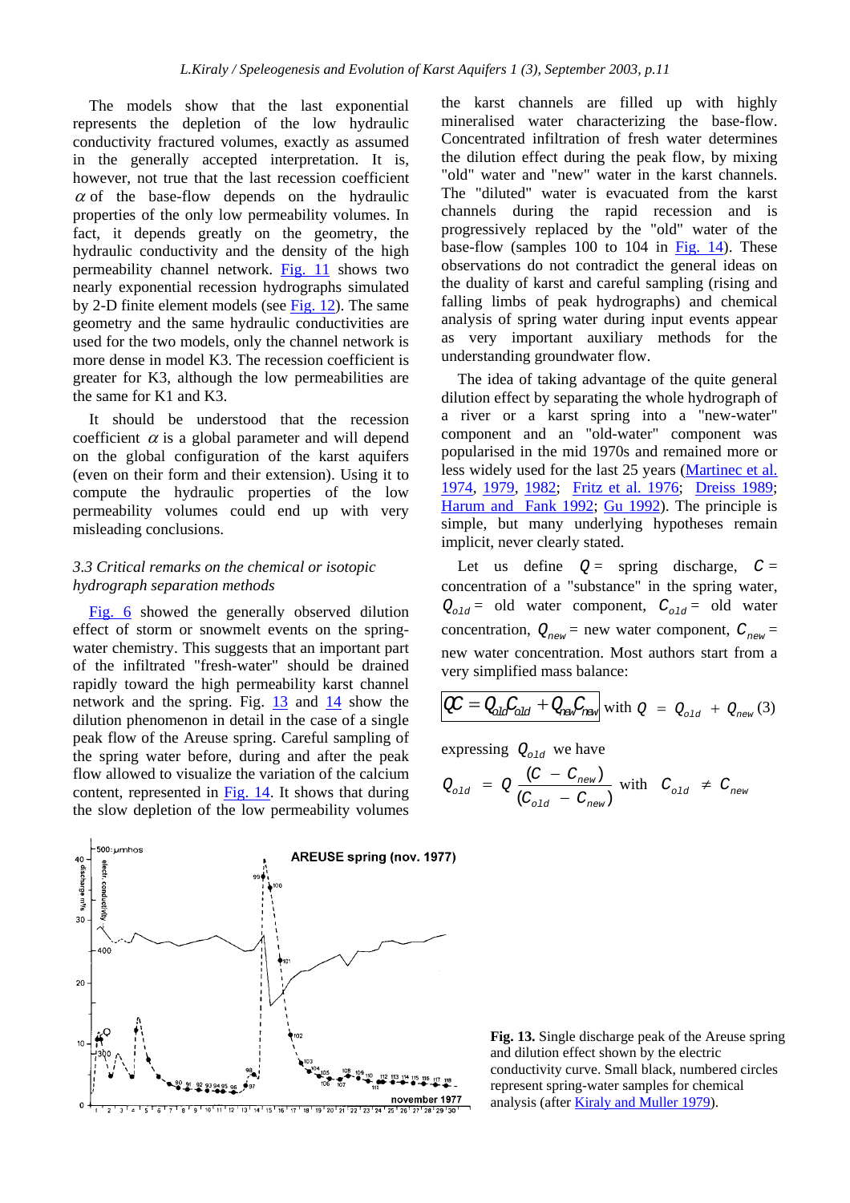The models show that the last exponential represents the depletion of the low hydraulic conductivity fractured volumes, exactly as assumed in the generally accepted interpretation. It is, however, not true that the last recession coefficient $\alpha$ of the base-flow depends on the hydraulic properties of the only low permeability volumes. In fact, it depends greatly on the geometry, the hydraulic conductivity and the density of the high permeability channel network. Fig. 11 shows two nearly exponential recession hydrographs simulated by 2-D finite element models (see Fig. 12). The same geometry and the same hydraulic conductivities are used for the two models, only the channel network is more dense in model K3. The recession coefficient is greater for K3, although the low permeabilities are the same for K1 and K3.

It should be understood that the recession coefficient $\alpha$ is a global parameter and will depend on the global configuration of the karst aquifers (even on their form and their extension). Using it to compute the hydraulic properties of the low permeability volumes could end up with very misleading conclusions.

### *3.3 Critical remarks on the chemical or isotopic hydrograph separation methods*

Fig. 6 showed the generally observed dilution effect of storm or snowmelt events on the spring-water chemistry. This suggests that an important part of the infiltrated "fresh-water" should be drained rapidly toward the high permeability karst channel network and the spring. Fig. 13 and 14 show the dilution phenomenon in detail in the case of a single peak flow of the Areuse spring. Careful sampling of the spring water before, during and after the peak flow allowed to visualize the variation of the calcium content, represented in Fig. 14. It shows that during the slow depletion of the low permeability volumes the karst channels are filled up with highly mineralised water characterizing the base-flow. Concentrated infiltration of fresh water determines the dilution effect during the peak flow, by mixing "old" water and "new" water in the karst channels. The "diluted" water is evacuated from the karst channels during the rapid recession and is progressively replaced by the "old" water of the base-flow (samples 100 to 104 in Fig. 14). These observations do not contradict the general ideas on the duality of karst and careful sampling (rising and falling limbs of peak hydrographs) and chemical analysis of spring water during input events appear as very important auxiliary methods for the understanding groundwater flow.

The idea of taking advantage of the quite general dilution effect by separating the whole hydrograph of a river or a karst spring into a "new-water" component and an "old-water" component was popularised in the mid 1970s and remained more or less widely used for the last 25 years (Martinec et al. 1974, 1979, 1982; Fritz et al. 1976; Dreiss 1989; Harum and Fank 1992; Gu 1992). The principle is simple, but many underlying hypotheses remain implicit, never clearly stated.

Let us define $Q$ = spring discharge, $C$ = concentration of a "substance" in the spring water, $Q_{old}$ = old water component, $C_{old}$ = old water concentration, $Q_{new}$ = new water component, $C_{new}$ = new water concentration. Most authors start from a very simplified mass balance:

$$QC = Q_{old}C_{old} + Q_{new}C_{new} \quad \text{with } Q = Q_{old} + Q_{new} \quad (3)$$

expressing $Q_{old}$ we have

$$Q_{old} = Q\frac{(C - C_{new})}{(C_{old} - C_{new})} \quad \text{with} \quad C_{old} \neq C_{new}$$

**Fig. 13.** Single discharge peak of the Areuse spring and dilution effect shown by the electric conductivity curve. Small black, numbered circles represent spring-water samples for chemical analysis (after Kiraly and Muller 1979).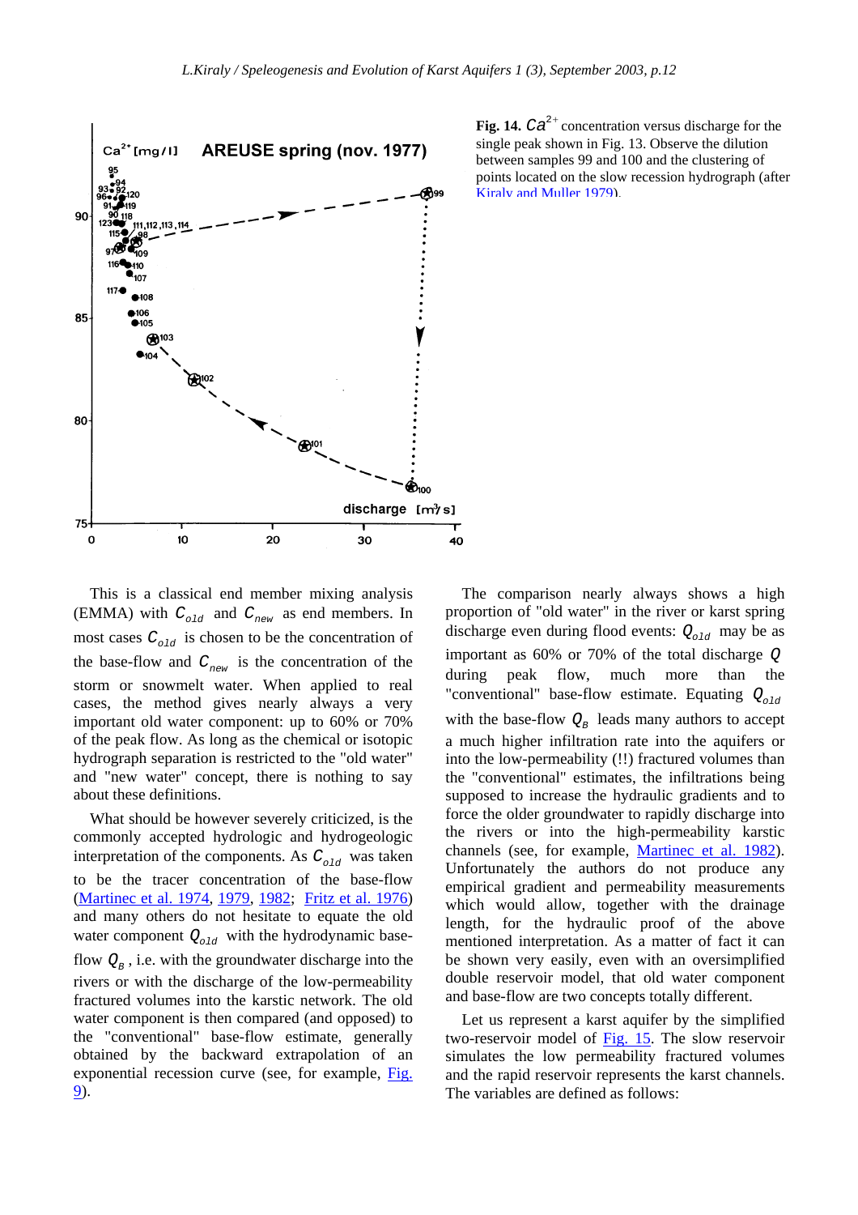**Fig. 14.** $Ca^{2+}$ concentration versus discharge for the single peak shown in Fig. 13. Observe the dilution between samples 99 and 100 and the clustering of points located on the slow recession hydrograph (after Kiraly and Muller 1979).

This is a classical end member mixing analysis (EMMA) with $C_{old}$ and $C_{new}$ as end members. In most cases $C_{old}$ is chosen to be the concentration of the base-flow and $C_{new}$ is the concentration of the storm or snowmelt water. When applied to real cases, the method gives nearly always a very important old water component: up to 60% or 70% of the peak flow. As long as the chemical or isotopic hydrograph separation is restricted to the "old water" and "new water" concept, there is nothing to say about these definitions.

What should be however severely criticized, is the commonly accepted hydrologic and hydrogeologic interpretation of the components. As $C_{old}$ was taken to be the tracer concentration of the base-flow (Martinec et al. 1974, 1979, 1982; Fritz et al. 1976) and many others do not hesitate to equate the old water component $Q_{old}$ with the hydrodynamic base-flow $Q_B$, i.e. with the groundwater discharge into the rivers or with the discharge of the low-permeability fractured volumes into the karstic network. The old water component is then compared (and opposed) to the "conventional" base-flow estimate, generally obtained by the backward extrapolation of an exponential recession curve (see, for example, Fig. 9).

The comparison nearly always shows a high proportion of "old water" in the river or karst spring discharge even during flood events: $Q_{old}$ may be as important as 60% or 70% of the total discharge $Q$ during peak flow, much more than the "conventional" base-flow estimate. Equating $Q_{old}$ with the base-flow $Q_B$ leads many authors to accept a much higher infiltration rate into the aquifers or into the low-permeability (!!) fractured volumes than the "conventional" estimates, the infiltrations being supposed to increase the hydraulic gradients and to force the older groundwater to rapidly discharge into the rivers or into the high-permeability karstic channels (see, for example, Martinec et al. 1982). Unfortunately the authors do not produce any empirical gradient and permeability measurements which would allow, together with the drainage length, for the hydraulic proof of the above mentioned interpretation. As a matter of fact it can be shown very easily, even with an oversimplified double reservoir model, that old water component and base-flow are two concepts totally different.

Let us represent a karst aquifer by the simplified two-reservoir model of Fig. 15. The slow reservoir simulates the low permeability fractured volumes and the rapid reservoir represents the karst channels. The variables are defined as follows: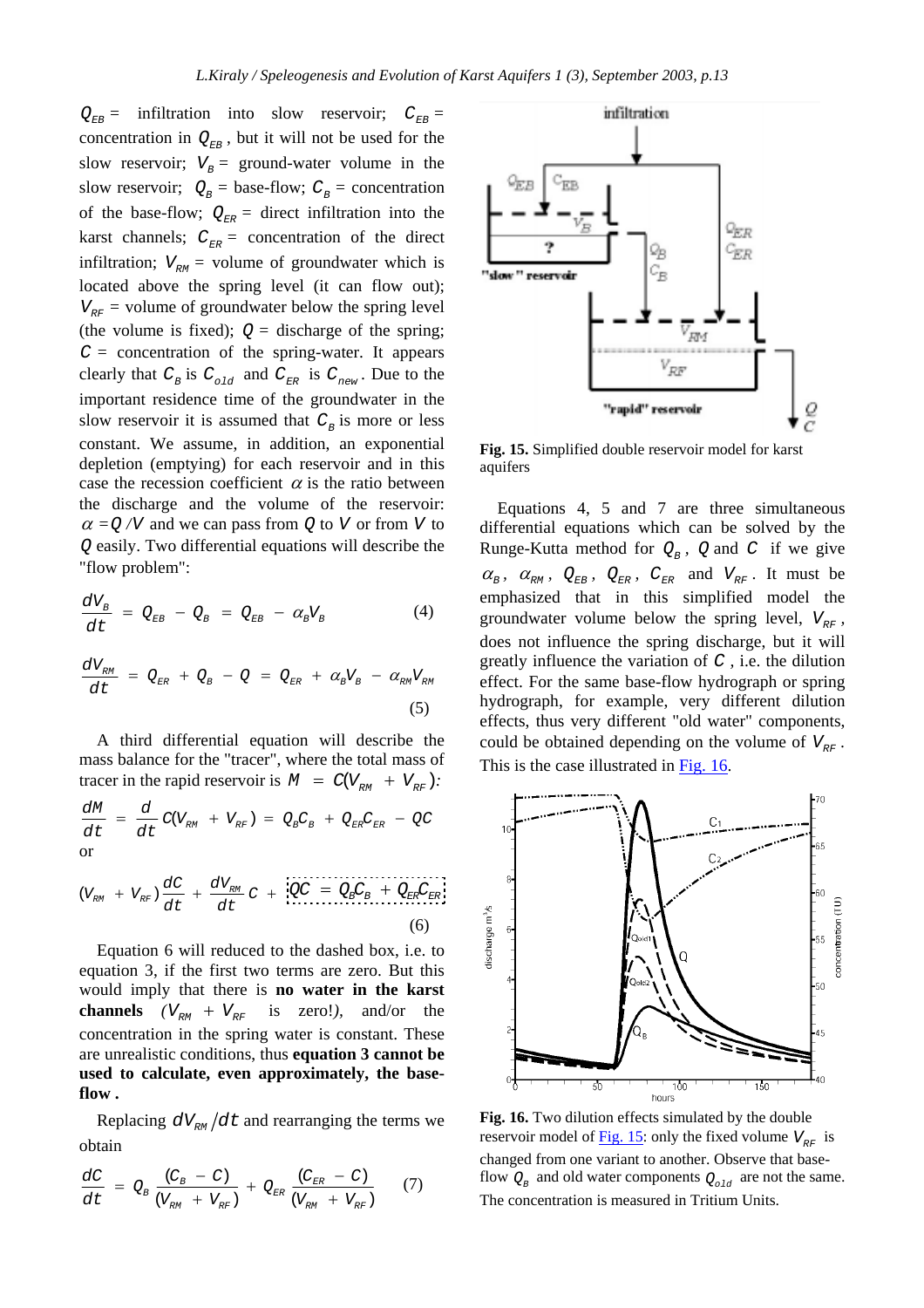$Q_{EB}$ = infiltration into slow reservoir; $C_{EB}$ = concentration in $Q_{EB}$, but it will not be used for the slow reservoir; $V_B$ = ground-water volume in the slow reservoir; $Q_B$ = base-flow; $C_B$ = concentration of the base-flow; $Q_{ER}$ = direct infiltration into the karst channels; $C_{ER}$ = concentration of the direct infiltration; $V_{RM}$ = volume of groundwater which is located above the spring level (it can flow out); $V_{RF}$ = volume of groundwater below the spring level (the volume is fixed); $Q$ = discharge of the spring; $C$ = concentration of the spring-water. It appears clearly that $C_B$ is $C_{old}$ and $C_{ER}$ is $C_{new}$. Due to the important residence time of the groundwater in the slow reservoir it is assumed that $C_B$ is more or less constant. We assume, in addition, an exponential depletion (emptying) for each reservoir and in this case the recession coefficient $\alpha$ is the ratio between the discharge and the volume of the reservoir: $\alpha = Q/V$ and we can pass from $Q$ to $V$ or from $V$ to $Q$ easily. Two differential equations will describe the "flow problem":

$$\frac{dV_B}{dt} = Q_{EB} - Q_B = Q_{EB} - \alpha_B V_B \qquad (4)$$

$$\frac{dV_{RM}}{dt} = Q_{ER} + Q_B - Q = Q_{ER} + \alpha_B V_B - \alpha_{RM} V_{RM} \qquad (5)$$

A third differential equation will describe the mass balance for the "tracer", where the total mass of tracer in the rapid reservoir is $M = C(V_{RM} + V_{RF})$:

$$\frac{dM}{dt} = \frac{d}{dt}C(V_{RM} + V_{RF}) = Q_B C_B + Q_{ER} C_{ER} - QC$$

or

$$(V_{RM} + V_{RF})\frac{dC}{dt} + \frac{dV_{RM}}{dt}C + \boxed{QC = Q_B C_B + Q_{ER} C_{ER}} \qquad (6)$$

Equation 6 will reduced to the dashed box, i.e. to equation 3, if the first two terms are zero. But this would imply that there is **no water in the karst channels** $(V_{RM} + V_{RF}$ is zero!), and/or the concentration in the spring water is constant. These are unrealistic conditions, thus **equation 3 cannot be used to calculate, even approximately, the base-flow .**

Replacing $dV_{RM}/dt$ and rearranging the terms we obtain

$$\frac{dC}{dt} = Q_B \frac{(C_B - C)}{(V_{RM} + V_{RF})} + Q_{ER} \frac{(C_{ER} - C)}{(V_{RM} + V_{RF})} \qquad (7)$$

**Fig. 15.** Simplified double reservoir model for karst aquifers

Equations 4, 5 and 7 are three simultaneous differential equations which can be solved by the Runge-Kutta method for $Q_B$, $Q$ and $C$ if we give $\alpha_B$, $\alpha_{RM}$, $Q_{EB}$, $Q_{ER}$, $C_{ER}$ and $V_{RF}$. It must be emphasized that in this simplified model the groundwater volume below the spring level, $V_{RF}$, does not influence the spring discharge, but it will greatly influence the variation of $C$, i.e. the dilution effect. For the same base-flow hydrograph or spring hydrograph, for example, very different dilution effects, thus very different "old water" components, could be obtained depending on the volume of $V_{RF}$. This is the case illustrated in Fig. 16.

**Fig. 16.** Two dilution effects simulated by the double reservoir model of Fig. 15: only the fixed volume $V_{RF}$ is changed from one variant to another. Observe that base-flow $Q_B$ and old water components $Q_{old}$ are not the same. The concentration is measured in Tritium Units.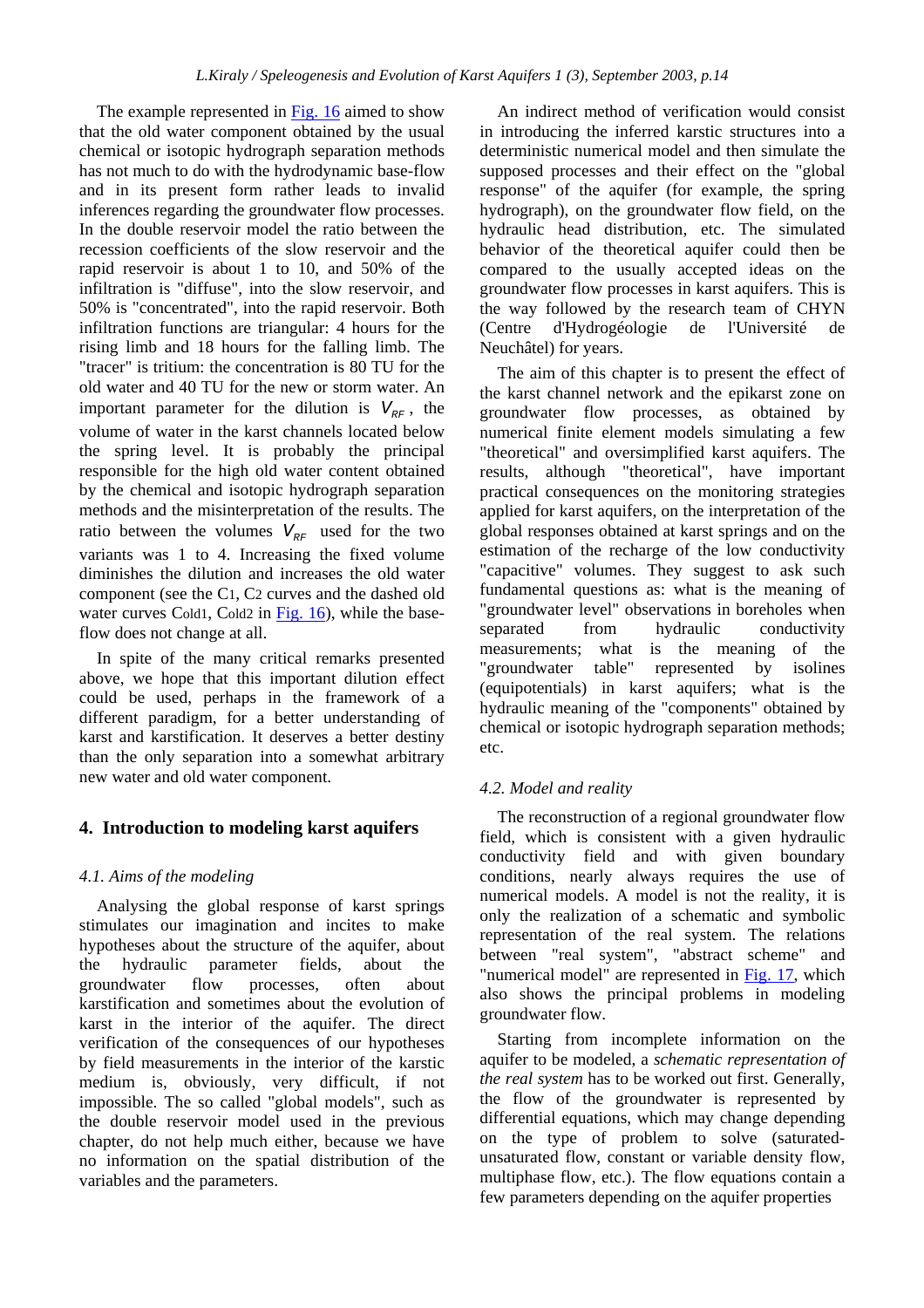The example represented in Fig. 16 aimed to show that the old water component obtained by the usual chemical or isotopic hydrograph separation methods has not much to do with the hydrodynamic base-flow and in its present form rather leads to invalid inferences regarding the groundwater flow processes. In the double reservoir model the ratio between the recession coefficients of the slow reservoir and the rapid reservoir is about 1 to 10, and 50% of the infiltration is "diffuse", into the slow reservoir, and 50% is "concentrated", into the rapid reservoir. Both infiltration functions are triangular: 4 hours for the rising limb and 18 hours for the falling limb. The "tracer" is tritium: the concentration is 80 TU for the old water and 40 TU for the new or storm water. An important parameter for the dilution is $V_{RF}$, the volume of water in the karst channels located below the spring level. It is probably the principal responsible for the high old water content obtained by the chemical and isotopic hydrograph separation methods and the misinterpretation of the results. The ratio between the volumes $V_{RF}$ used for the two variants was 1 to 4. Increasing the fixed volume diminishes the dilution and increases the old water component (see the $C_1$, $C_2$ curves and the dashed old water curves $C_{old1}$, $C_{old2}$ in Fig. 16), while the base-flow does not change at all.

In spite of the many critical remarks presented above, we hope that this important dilution effect could be used, perhaps in the framework of a different paradigm, for a better understanding of karst and karstification. It deserves a better destiny than the only separation into a somewhat arbitrary new water and old water component.

## 4. Introduction to modeling karst aquifers

### *4.1. Aims of the modeling*

Analysing the global response of karst springs stimulates our imagination and incites to make hypotheses about the structure of the aquifer, about the hydraulic parameter fields, about the groundwater flow processes, often about karstification and sometimes about the evolution of karst in the interior of the aquifer. The direct verification of the consequences of our hypotheses by field measurements in the interior of the karstic medium is, obviously, very difficult, if not impossible. The so called "global models", such as the double reservoir model used in the previous chapter, do not help much either, because we have no information on the spatial distribution of the variables and the parameters.

An indirect method of verification would consist in introducing the inferred karstic structures into a deterministic numerical model and then simulate the supposed processes and their effect on the "global response" of the aquifer (for example, the spring hydrograph), on the groundwater flow field, on the hydraulic head distribution, etc. The simulated behavior of the theoretical aquifer could then be compared to the usually accepted ideas on the groundwater flow processes in karst aquifers. This is the way followed by the research team of CHYN (Centre d'Hydrogéologie de l'Université de Neuchâtel) for years.

The aim of this chapter is to present the effect of the karst channel network and the epikarst zone on groundwater flow processes, as obtained by numerical finite element models simulating a few "theoretical" and oversimplified karst aquifers. The results, although "theoretical", have important practical consequences on the monitoring strategies applied for karst aquifers, on the interpretation of the global responses obtained at karst springs and on the estimation of the recharge of the low conductivity "capacitive" volumes. They suggest to ask such fundamental questions as: what is the meaning of "groundwater level" observations in boreholes when separated from hydraulic conductivity measurements; what is the meaning of the "groundwater table" represented by isolines (equipotentials) in karst aquifers; what is the hydraulic meaning of the "components" obtained by chemical or isotopic hydrograph separation methods; etc.

### *4.2. Model and reality*

The reconstruction of a regional groundwater flow field, which is consistent with a given hydraulic conductivity field and with given boundary conditions, nearly always requires the use of numerical models. A model is not the reality, it is only the realization of a schematic and symbolic representation of the real system. The relations between "real system", "abstract scheme" and "numerical model" are represented in Fig. 17, which also shows the principal problems in modeling groundwater flow.

Starting from incomplete information on the aquifer to be modeled, a *schematic representation of the real system* has to be worked out first. Generally, the flow of the groundwater is represented by differential equations, which may change depending on the type of problem to solve (saturated-unsaturated flow, constant or variable density flow, multiphase flow, etc.). The flow equations contain a few parameters depending on the aquifer properties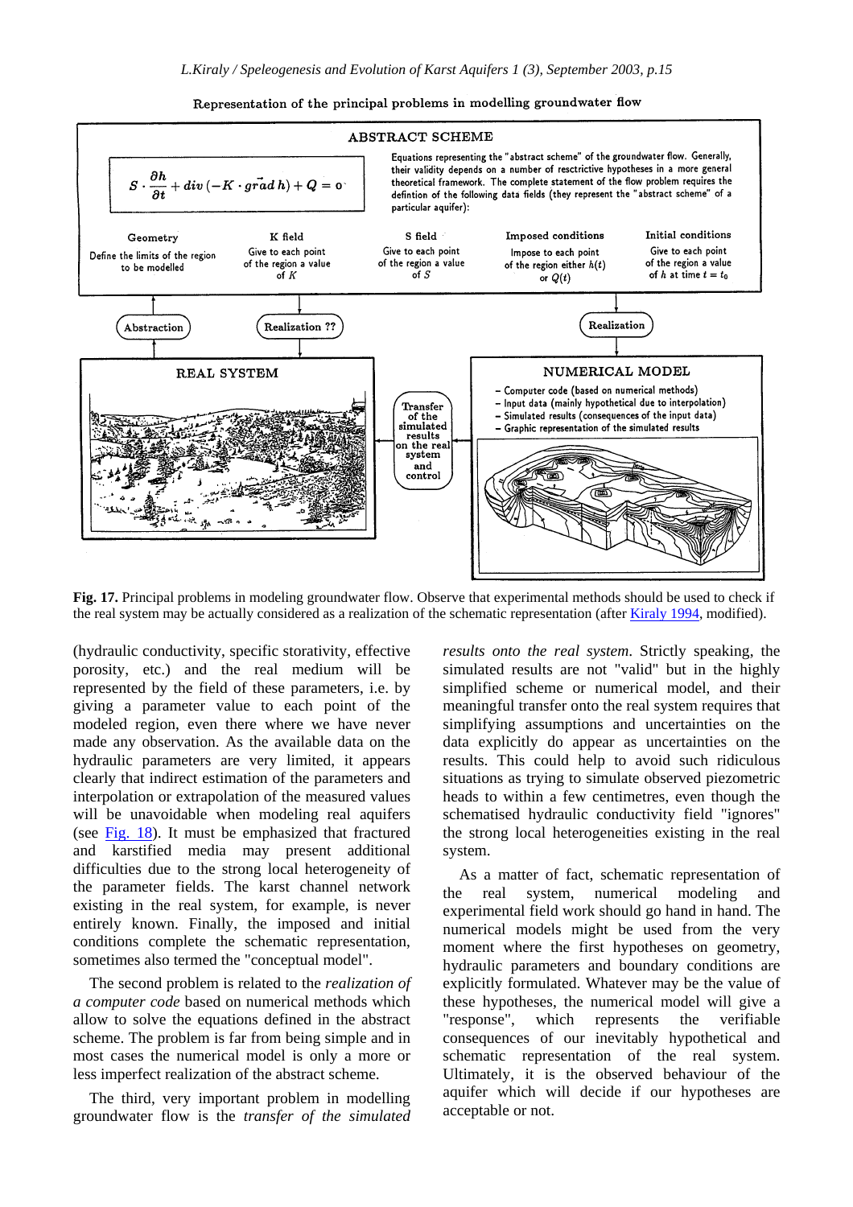Representation of the principal problems in modelling groundwater flow

ABSTRACT SCHEME

$$S \cdot \frac{\partial h}{\partial t} + div\left(-K \cdot \vec{grad}\, h\right) + Q = 0$$

Equations representing the "abstract scheme" of the groundwater flow. Generally, their validity depends on a number of resctrictive hypotheses in a more general theoretical framework. The complete statement of the flow problem requires the defintion of the following data fields (they represent the "abstract scheme" of a particular aquifer):

- **Geometry**: Define the limits of the region to be modelled
- **K field**: Give to each point of the region a value of $K$
- **S field**: Give to each point of the region a value of $S$
- **Imposed conditions**: Impose to each point of the region either $h(t)$ or $Q(t)$
- **Initial conditions**: Give to each point of the region a value of $h$ at time $t = t_0$

Abstraction — Realization ?? — Realization

REAL SYSTEM

Transfer of the simulated results on the real system and control

NUMERICAL MODEL

- Computer code (based on numerical methods)
- Input data (mainly hypothetical due to interpolation)
- Simulated results (consequences of the input data)
- Graphic representation of the simulated results

**Fig. 17.** Principal problems in modeling groundwater flow. Observe that experimental methods should be used to check if the real system may be actually considered as a realization of the schematic representation (after Kiraly 1994, modified).

(hydraulic conductivity, specific storativity, effective porosity, etc.) and the real medium will be represented by the field of these parameters, i.e. by giving a parameter value to each point of the modeled region, even there where we have never made any observation. As the available data on the hydraulic parameters are very limited, it appears clearly that indirect estimation of the parameters and interpolation or extrapolation of the measured values will be unavoidable when modeling real aquifers (see Fig. 18). It must be emphasized that fractured and karstified media may present additional difficulties due to the strong local heterogeneity of the parameter fields. The karst channel network existing in the real system, for example, is never entirely known. Finally, the imposed and initial conditions complete the schematic representation, sometimes also termed the "conceptual model".

The second problem is related to the *realization of a computer code* based on numerical methods which allow to solve the equations defined in the abstract scheme. The problem is far from being simple and in most cases the numerical model is only a more or less imperfect realization of the abstract scheme.

The third, very important problem in modelling groundwater flow is the *transfer of the simulated results onto the real system.* Strictly speaking, the simulated results are not "valid" but in the highly simplified scheme or numerical model, and their meaningful transfer onto the real system requires that simplifying assumptions and uncertainties on the data explicitly do appear as uncertainties on the results. This could help to avoid such ridiculous situations as trying to simulate observed piezometric heads to within a few centimetres, even though the schematised hydraulic conductivity field "ignores" the strong local heterogeneities existing in the real system.

As a matter of fact, schematic representation of the real system, numerical modeling and experimental field work should go hand in hand. The numerical models might be used from the very moment where the first hypotheses on geometry, hydraulic parameters and boundary conditions are explicitly formulated. Whatever may be the value of these hypotheses, the numerical model will give a "response", which represents the verifiable consequences of our inevitably hypothetical and schematic representation of the real system. Ultimately, it is the observed behaviour of the aquifer which will decide if our hypotheses are acceptable or not.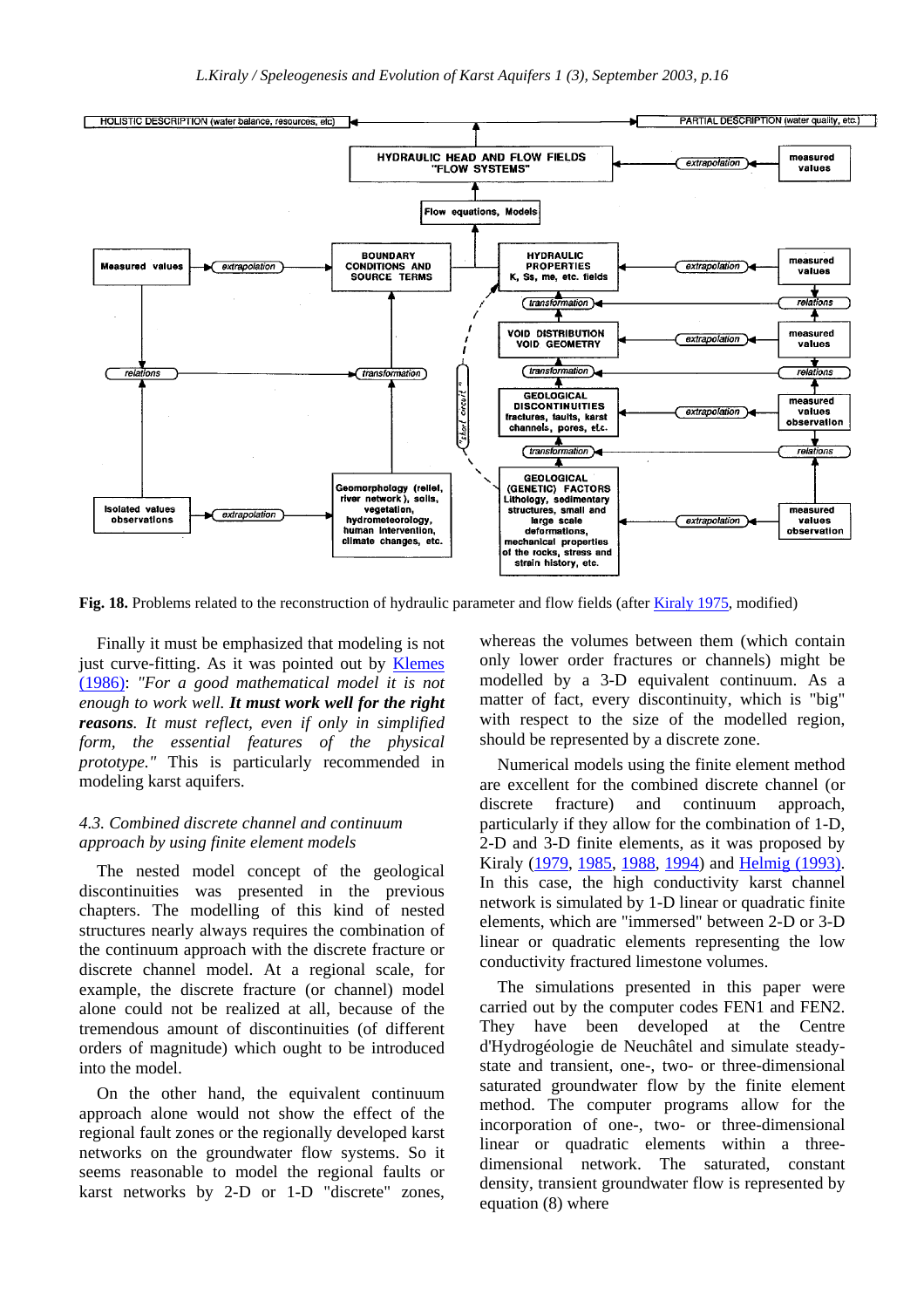**Fig. 18.** Problems related to the reconstruction of hydraulic parameter and flow fields (after Kiraly 1975, modified)

Finally it must be emphasized that modeling is not just curve-fitting. As it was pointed out by Klemes (1986): *"For a good mathematical model it is not enough to work well. **It must work well for the right reasons**. It must reflect, even if only in simplified form, the essential features of the physical prototype."* This is particularly recommended in modeling karst aquifers.

### *4.3. Combined discrete channel and continuum approach by using finite element models*

The nested model concept of the geological discontinuities was presented in the previous chapters. The modelling of this kind of nested structures nearly always requires the combination of the continuum approach with the discrete fracture or discrete channel model. At a regional scale, for example, the discrete fracture (or channel) model alone could not be realized at all, because of the tremendous amount of discontinuities (of different orders of magnitude) which ought to be introduced into the model.

On the other hand, the equivalent continuum approach alone would not show the effect of the regional fault zones or the regionally developed karst networks on the groundwater flow systems. So it seems reasonable to model the regional faults or karst networks by 2-D or 1-D "discrete" zones, whereas the volumes between them (which contain only lower order fractures or channels) might be modelled by a 3-D equivalent continuum. As a matter of fact, every discontinuity, which is "big" with respect to the size of the modelled region, should be represented by a discrete zone.

Numerical models using the finite element method are excellent for the combined discrete channel (or discrete fracture) and continuum approach, particularly if they allow for the combination of 1-D, 2-D and 3-D finite elements, as it was proposed by Kiraly (1979, 1985, 1988, 1994) and Helmig (1993). In this case, the high conductivity karst channel network is simulated by 1-D linear or quadratic finite elements, which are "immersed" between 2-D or 3-D linear or quadratic elements representing the low conductivity fractured limestone volumes.

The simulations presented in this paper were carried out by the computer codes FEN1 and FEN2. They have been developed at the Centre d'Hydrogéologie de Neuchâtel and simulate steady-state and transient, one-, two- or three-dimensional saturated groundwater flow by the finite element method. The computer programs allow for the incorporation of one-, two- or three-dimensional linear or quadratic elements within a three-dimensional network. The saturated, constant density, transient groundwater flow is represented by equation (8) where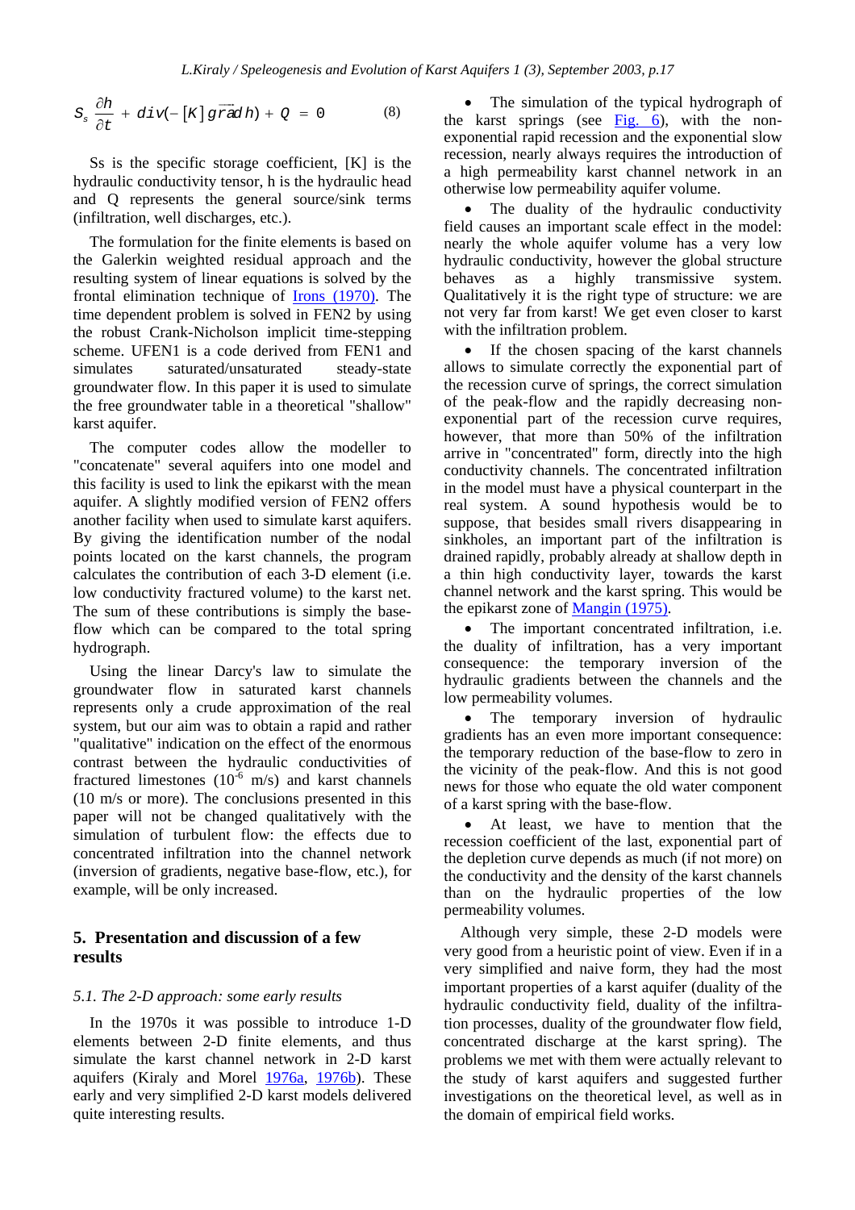$$S_s \frac{\partial h}{\partial t} + div(-[K]\,\overrightarrow{grad}\,h) + Q = 0 \qquad (8)$$

Ss is the specific storage coefficient, [K] is the hydraulic conductivity tensor, h is the hydraulic head and Q represents the general source/sink terms (infiltration, well discharges, etc.).

The formulation for the finite elements is based on the Galerkin weighted residual approach and the resulting system of linear equations is solved by the frontal elimination technique of Irons (1970). The time dependent problem is solved in FEN2 by using the robust Crank-Nicholson implicit time-stepping scheme. UFEN1 is a code derived from FEN1 and simulates saturated/unsaturated steady-state groundwater flow. In this paper it is used to simulate the free groundwater table in a theoretical "shallow" karst aquifer.

The computer codes allow the modeller to "concatenate" several aquifers into one model and this facility is used to link the epikarst with the mean aquifer. A slightly modified version of FEN2 offers another facility when used to simulate karst aquifers. By giving the identification number of the nodal points located on the karst channels, the program calculates the contribution of each 3-D element (i.e. low conductivity fractured volume) to the karst net. The sum of these contributions is simply the base-flow which can be compared to the total spring hydrograph.

Using the linear Darcy's law to simulate the groundwater flow in saturated karst channels represents only a crude approximation of the real system, but our aim was to obtain a rapid and rather "qualitative" indication on the effect of the enormous contrast between the hydraulic conductivities of fractured limestones ($10^{-6}$ m/s) and karst channels (10 m/s or more). The conclusions presented in this paper will not be changed qualitatively with the simulation of turbulent flow: the effects due to concentrated infiltration into the channel network (inversion of gradients, negative base-flow, etc.), for example, will be only increased.

## 5. Presentation and discussion of a few results

### *5.1. The 2-D approach: some early results*

In the 1970s it was possible to introduce 1-D elements between 2-D finite elements, and thus simulate the karst channel network in 2-D karst aquifers (Kiraly and Morel 1976a, 1976b). These early and very simplified 2-D karst models delivered quite interesting results.

- The simulation of the typical hydrograph of the karst springs (see Fig. 6), with the non-exponential rapid recession and the exponential slow recession, nearly always requires the introduction of a high permeability karst channel network in an otherwise low permeability aquifer volume.
- The duality of the hydraulic conductivity field causes an important scale effect in the model: nearly the whole aquifer volume has a very low hydraulic conductivity, however the global structure behaves as a highly transmissive system. Qualitatively it is the right type of structure: we are not very far from karst! We get even closer to karst with the infiltration problem.
- If the chosen spacing of the karst channels allows to simulate correctly the exponential part of the recession curve of springs, the correct simulation of the peak-flow and the rapidly decreasing non-exponential part of the recession curve requires, however, that more than 50% of the infiltration arrive in "concentrated" form, directly into the high conductivity channels. The concentrated infiltration in the model must have a physical counterpart in the real system. A sound hypothesis would be to suppose, that besides small rivers disappearing in sinkholes, an important part of the infiltration is drained rapidly, probably already at shallow depth in a thin high conductivity layer, towards the karst channel network and the karst spring. This would be the epikarst zone of Mangin (1975).
- The important concentrated infiltration, i.e. the duality of infiltration, has a very important consequence: the temporary inversion of the hydraulic gradients between the channels and the low permeability volumes.
- The temporary inversion of hydraulic gradients has an even more important consequence: the temporary reduction of the base-flow to zero in the vicinity of the peak-flow. And this is not good news for those who equate the old water component of a karst spring with the base-flow.
- At least, we have to mention that the recession coefficient of the last, exponential part of the depletion curve depends as much (if not more) on the conductivity and the density of the karst channels than on the hydraulic properties of the low permeability volumes.

Although very simple, these 2-D models were very good from a heuristic point of view. Even if in a very simplified and naive form, they had the most important properties of a karst aquifer (duality of the hydraulic conductivity field, duality of the infiltration processes, duality of the groundwater flow field, concentrated discharge at the karst spring). The problems we met with them were actually relevant to the study of karst aquifers and suggested further investigations on the theoretical level, as well as in the domain of empirical field works.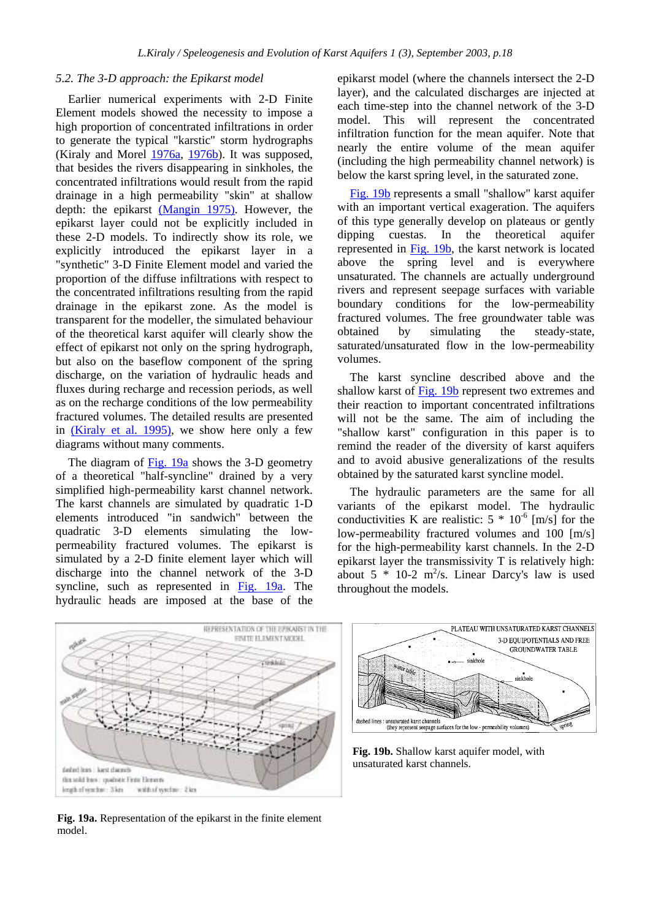### 5.2. The 3-D approach: the Epikarst model

Earlier numerical experiments with 2-D Finite Element models showed the necessity to impose a high proportion of concentrated infiltrations in order to generate the typical "karstic" storm hydrographs (Kiraly and Morel 1976a, 1976b). It was supposed, that besides the rivers disappearing in sinkholes, the concentrated infiltrations would result from the rapid drainage in a high permeability "skin" at shallow depth: the epikarst (Mangin 1975). However, the epikarst layer could not be explicitly included in these 2-D models. To indirectly show its role, we explicitly introduced the epikarst layer in a "synthetic" 3-D Finite Element model and varied the proportion of the diffuse infiltrations with respect to the concentrated infiltrations resulting from the rapid drainage in the epikarst zone. As the model is transparent for the modeller, the simulated behaviour of the theoretical karst aquifer will clearly show the effect of epikarst not only on the spring hydrograph, but also on the baseflow component of the spring discharge, on the variation of hydraulic heads and fluxes during recharge and recession periods, as well as on the recharge conditions of the low permeability fractured volumes. The detailed results are presented in (Kiraly et al. 1995), we show here only a few diagrams without many comments.

The diagram of Fig. 19a shows the 3-D geometry of a theoretical "half-syncline" drained by a very simplified high-permeability karst channel network. The karst channels are simulated by quadratic 1-D elements introduced "in sandwich" between the quadratic 3-D elements simulating the low-permeability fractured volumes. The epikarst is simulated by a 2-D finite element layer which will discharge into the channel network of the 3-D syncline, such as represented in Fig. 19a. The hydraulic heads are imposed at the base of the epikarst model (where the channels intersect the 2-D layer), and the calculated discharges are injected at each time-step into the channel network of the 3-D model. This will represent the concentrated infiltration function for the mean aquifer. Note that nearly the entire volume of the mean aquifer (including the high permeability channel network) is below the karst spring level, in the saturated zone.

Fig. 19b represents a small "shallow" karst aquifer with an important vertical exageration. The aquifers of this type generally develop on plateaus or gently dipping cuestas. In the theoretical aquifer represented in Fig. 19b, the karst network is located above the spring level and is everywhere unsaturated. The channels are actually underground rivers and represent seepage surfaces with variable boundary conditions for the low-permeability fractured volumes. The free groundwater table was obtained by simulating the steady-state, saturated/unsaturated flow in the low-permeability volumes.

The karst syncline described above and the shallow karst of Fig. 19b represent two extremes and their reaction to important concentrated infiltrations will not be the same. The aim of including the "shallow karst" configuration in this paper is to remind the reader of the diversity of karst aquifers and to avoid abusive generalizations of the results obtained by the saturated karst syncline model.

The hydraulic parameters are the same for all variants of the epikarst model. The hydraulic conductivities K are realistic: $5 * 10^{-6}$ [m/s] for the low-permeability fractured volumes and 100 [m/s] for the high-permeability karst channels. In the 2-D epikarst layer the transmissivity T is relatively high: about 5 * 10-2 $m^2$/s. Linear Darcy's law is used throughout the models.

**Fig. 19a.** Representation of the epikarst in the finite element model.

**Fig. 19b.** Shallow karst aquifer model, with unsaturated karst channels.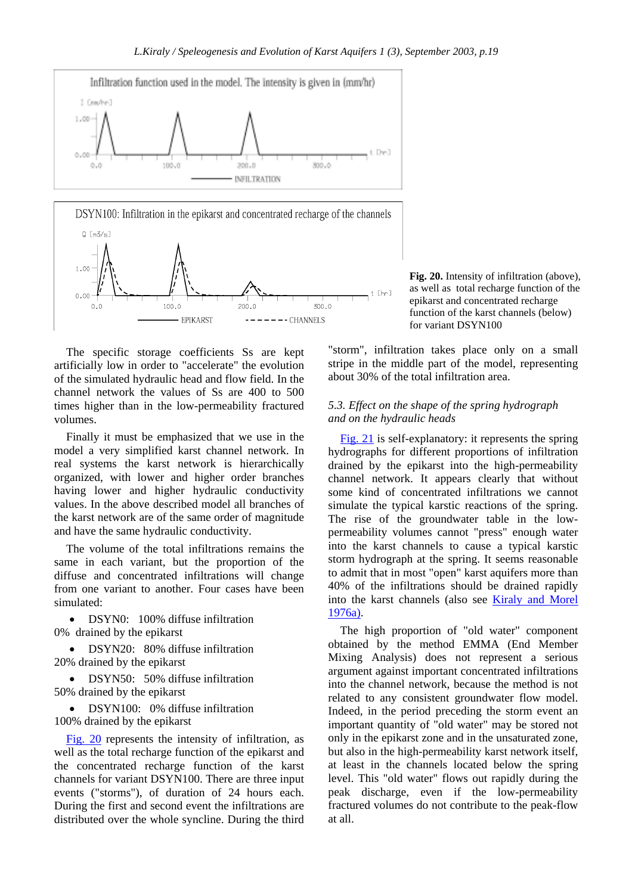**Fig. 20.** Intensity of infiltration (above), as well as total recharge function of the epikarst and concentrated recharge function of the karst channels (below) for variant DSYN100

The specific storage coefficients Ss are kept artificially low in order to "accelerate" the evolution of the simulated hydraulic head and flow field. In the channel network the values of Ss are 400 to 500 times higher than in the low-permeability fractured volumes.

Finally it must be emphasized that we use in the model a very simplified karst channel network. In real systems the karst network is hierarchically organized, with lower and higher order branches having lower and higher hydraulic conductivity values. In the above described model all branches of the karst network are of the same order of magnitude and have the same hydraulic conductivity.

The volume of the total infiltrations remains the same in each variant, but the proportion of the diffuse and concentrated infiltrations will change from one variant to another. Four cases have been simulated:

- DSYN0: 100% diffuse infiltration 0% drained by the epikarst
- DSYN20: 80% diffuse infiltration 20% drained by the epikarst
- DSYN50: 50% diffuse infiltration 50% drained by the epikarst
- DSYN100: 0% diffuse infiltration 100% drained by the epikarst

Fig. 20 represents the intensity of infiltration, as well as the total recharge function of the epikarst and the concentrated recharge function of the karst channels for variant DSYN100. There are three input events ("storms"), of duration of 24 hours each. During the first and second event the infiltrations are distributed over the whole syncline. During the third "storm", infiltration takes place only on a small stripe in the middle part of the model, representing about 30% of the total infiltration area.

### *5.3. Effect on the shape of the spring hydrograph and on the hydraulic heads*

Fig. 21 is self-explanatory: it represents the spring hydrographs for different proportions of infiltration drained by the epikarst into the high-permeability channel network. It appears clearly that without some kind of concentrated infiltrations we cannot simulate the typical karstic reactions of the spring. The rise of the groundwater table in the low-permeability volumes cannot "press" enough water into the karst channels to cause a typical karstic storm hydrograph at the spring. It seems reasonable to admit that in most "open" karst aquifers more than 40% of the infiltrations should be drained rapidly into the karst channels (also see Kiraly and Morel 1976a).

The high proportion of "old water" component obtained by the method EMMA (End Member Mixing Analysis) does not represent a serious argument against important concentrated infiltrations into the channel network, because the method is not related to any consistent groundwater flow model. Indeed, in the period preceding the storm event an important quantity of "old water" may be stored not only in the epikarst zone and in the unsaturated zone, but also in the high-permeability karst network itself, at least in the channels located below the spring level. This "old water" flows out rapidly during the peak discharge, even if the low-permeability fractured volumes do not contribute to the peak-flow at all.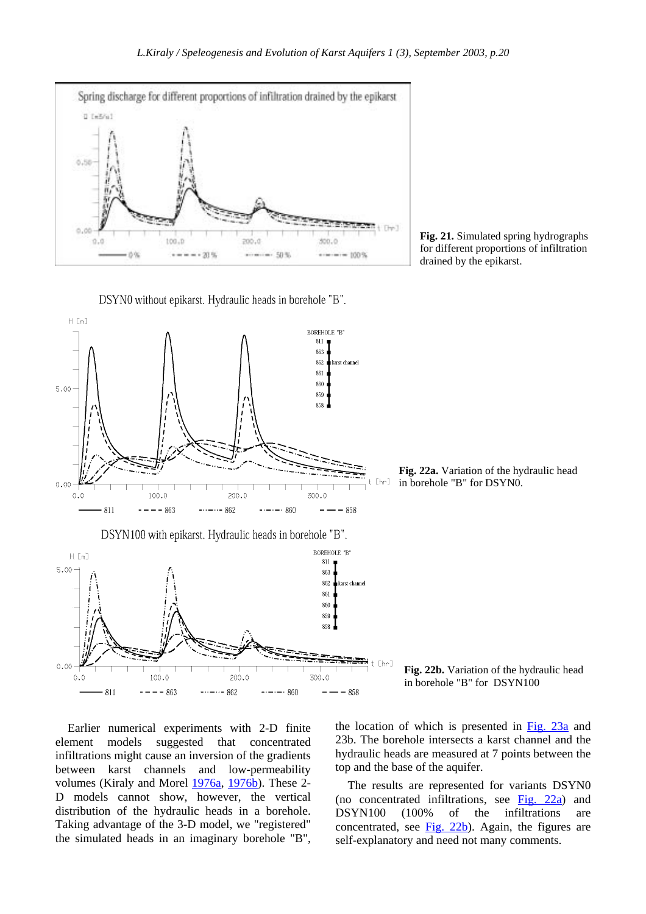**Fig. 21.** Simulated spring hydrographs for different proportions of infiltration drained by the epikarst.

**Fig. 22a.** Variation of the hydraulic head in borehole "B" for DSYN0.

**Fig. 22b.** Variation of the hydraulic head in borehole "B" for DSYN100

Earlier numerical experiments with 2-D finite element models suggested that concentrated infiltrations might cause an inversion of the gradients between karst channels and low-permeability volumes (Kiraly and Morel 1976a, 1976b). These 2-D models cannot show, however, the vertical distribution of the hydraulic heads in a borehole. Taking advantage of the 3-D model, we "registered" the simulated heads in an imaginary borehole "B", the location of which is presented in Fig. 23a and 23b. The borehole intersects a karst channel and the hydraulic heads are measured at 7 points between the top and the base of the aquifer.

The results are represented for variants DSYN0 (no concentrated infiltrations, see Fig. 22a) and DSYN100 (100% of the infiltrations are concentrated, see Fig. 22b). Again, the figures are self-explanatory and need not many comments.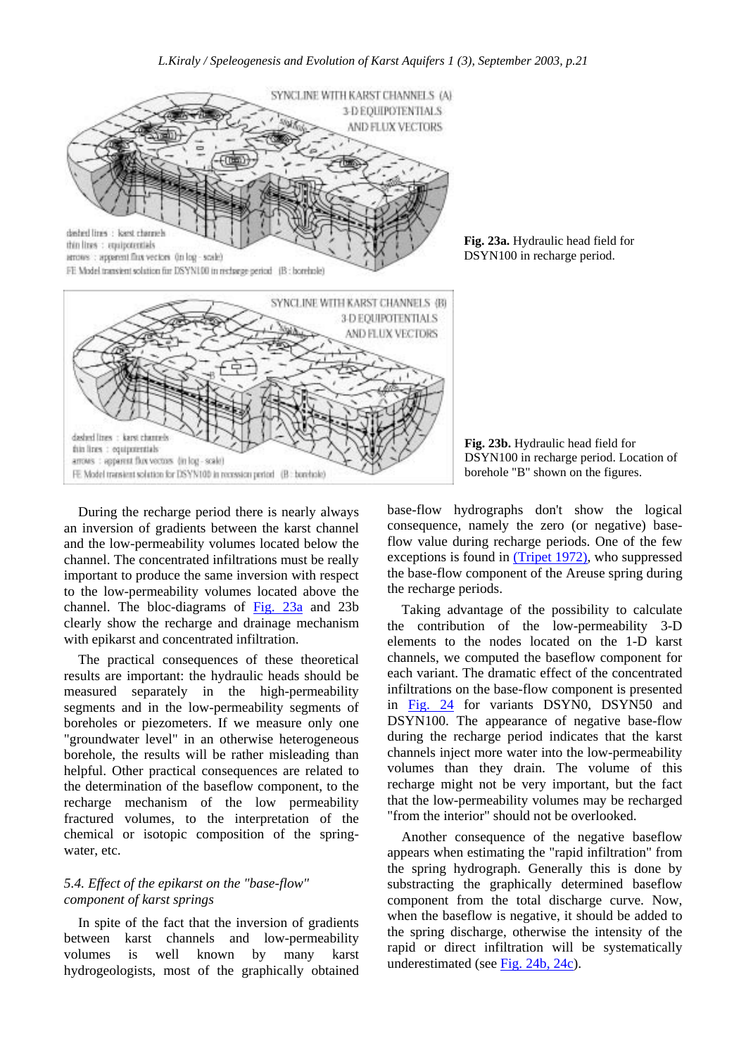**Fig. 23a.** Hydraulic head field for DSYN100 in recharge period.

**Fig. 23b.** Hydraulic head field for DSYN100 in recharge period. Location of borehole "B" shown on the figures.

During the recharge period there is nearly always an inversion of gradients between the karst channel and the low-permeability volumes located below the channel. The concentrated infiltrations must be really important to produce the same inversion with respect to the low-permeability volumes located above the channel. The bloc-diagrams of Fig. 23a and 23b clearly show the recharge and drainage mechanism with epikarst and concentrated infiltration.

The practical consequences of these theoretical results are important: the hydraulic heads should be measured separately in the high-permeability segments and in the low-permeability segments of boreholes or piezometers. If we measure only one "groundwater level" in an otherwise heterogeneous borehole, the results will be rather misleading than helpful. Other practical consequences are related to the determination of the baseflow component, to the recharge mechanism of the low permeability fractured volumes, to the interpretation of the chemical or isotopic composition of the spring-water, etc.

### *5.4. Effect of the epikarst on the "base-flow" component of karst springs*

In spite of the fact that the inversion of gradients between karst channels and low-permeability volumes is well known by many karst hydrogeologists, most of the graphically obtained base-flow hydrographs don't show the logical consequence, namely the zero (or negative) base-flow value during recharge periods. One of the few exceptions is found in (Tripet 1972), who suppressed the base-flow component of the Areuse spring during the recharge periods.

Taking advantage of the possibility to calculate the contribution of the low-permeability 3-D elements to the nodes located on the 1-D karst channels, we computed the baseflow component for each variant. The dramatic effect of the concentrated infiltrations on the base-flow component is presented in Fig. 24 for variants DSYN0, DSYN50 and DSYN100. The appearance of negative base-flow during the recharge period indicates that the karst channels inject more water into the low-permeability volumes than they drain. The volume of this recharge might not be very important, but the fact that the low-permeability volumes may be recharged "from the interior" should not be overlooked.

Another consequence of the negative baseflow appears when estimating the "rapid infiltration" from the spring hydrograph. Generally this is done by substracting the graphically determined baseflow component from the total discharge curve. Now, when the baseflow is negative, it should be added to the spring discharge, otherwise the intensity of the rapid or direct infiltration will be systematically underestimated (see Fig. 24b, 24c).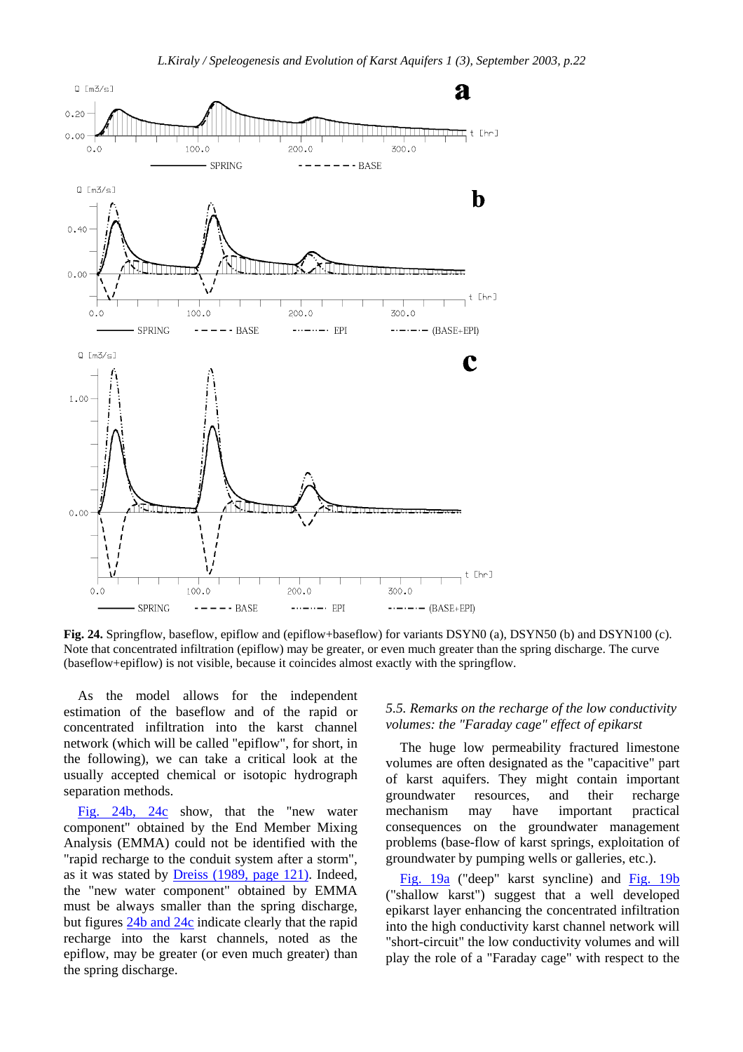**Fig. 24.** Springflow, baseflow, epiflow and (epiflow+baseflow) for variants DSYN0 (a), DSYN50 (b) and DSYN100 (c). Note that concentrated infiltration (epiflow) may be greater, or even much greater than the spring discharge. The curve (baseflow+epiflow) is not visible, because it coincides almost exactly with the springflow.

As the model allows for the independent estimation of the baseflow and of the rapid or concentrated infiltration into the karst channel network (which will be called "epiflow", for short, in the following), we can take a critical look at the usually accepted chemical or isotopic hydrograph separation methods.

Fig. 24b, 24c show, that the "new water component" obtained by the End Member Mixing Analysis (EMMA) could not be identified with the "rapid recharge to the conduit system after a storm", as it was stated by Dreiss (1989, page 121). Indeed, the "new water component" obtained by EMMA must be always smaller than the spring discharge, but figures 24b and 24c indicate clearly that the rapid recharge into the karst channels, noted as the epiflow, may be greater (or even much greater) than the spring discharge.

### *5.5. Remarks on the recharge of the low conductivity volumes: the "Faraday cage" effect of epikarst*

The huge low permeability fractured limestone volumes are often designated as the "capacitive" part of karst aquifers. They might contain important groundwater resources, and their recharge mechanism may have important practical consequences on the groundwater management problems (base-flow of karst springs, exploitation of groundwater by pumping wells or galleries, etc.).

Fig. 19a ("deep" karst syncline) and Fig. 19b ("shallow karst") suggest that a well developed epikarst layer enhancing the concentrated infiltration into the high conductivity karst channel network will "short-circuit" the low conductivity volumes and will play the role of a "Faraday cage" with respect to the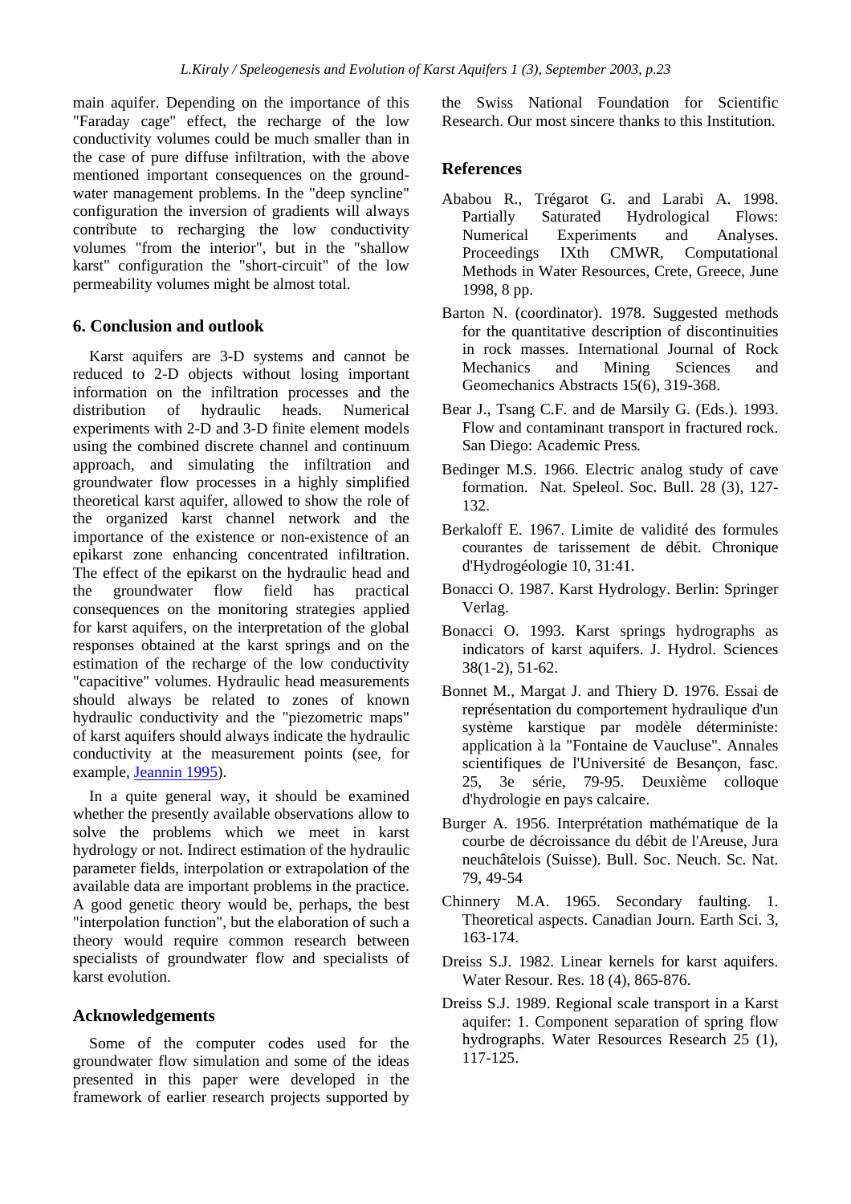main aquifer. Depending on the importance of this "Faraday cage" effect, the recharge of the low conductivity volumes could be much smaller than in the case of pure diffuse infiltration, with the above mentioned important consequences on the ground-water management problems. In the "deep syncline" configuration the inversion of gradients will always contribute to recharging the low conductivity volumes "from the interior", but in the "shallow karst" configuration the "short-circuit" of the low permeability volumes might be almost total.

## 6. Conclusion and outlook

Karst aquifers are 3-D systems and cannot be reduced to 2-D objects without losing important information on the infiltration processes and the distribution of hydraulic heads. Numerical experiments with 2-D and 3-D finite element models using the combined discrete channel and continuum approach, and simulating the infiltration and groundwater flow processes in a highly simplified theoretical karst aquifer, allowed to show the role of the organized karst channel network and the importance of the existence or non-existence of an epikarst zone enhancing concentrated infiltration. The effect of the epikarst on the hydraulic head and the groundwater flow field has practical consequences on the monitoring strategies applied for karst aquifers, on the interpretation of the global responses obtained at the karst springs and on the estimation of the recharge of the low conductivity "capacitive" volumes. Hydraulic head measurements should always be related to zones of known hydraulic conductivity and the "piezometric maps" of karst aquifers should always indicate the hydraulic conductivity at the measurement points (see, for example, Jeannin 1995).

In a quite general way, it should be examined whether the presently available observations allow to solve the problems which we meet in karst hydrology or not. Indirect estimation of the hydraulic parameter fields, interpolation or extrapolation of the available data are important problems in the practice. A good genetic theory would be, perhaps, the best "interpolation function", but the elaboration of such a theory would require common research between specialists of groundwater flow and specialists of karst evolution.

## Acknowledgements

Some of the computer codes used for the groundwater flow simulation and some of the ideas presented in this paper were developed in the framework of earlier research projects supported by the Swiss National Foundation for Scientific Research. Our most sincere thanks to this Institution.

## References

Ababou R., Trégarot G. and Larabi A. 1998. Partially Saturated Hydrological Flows: Numerical Experiments and Analyses. Proceedings IXth CMWR, Computational Methods in Water Resources, Crete, Greece, June 1998, 8 pp.

Barton N. (coordinator). 1978. Suggested methods for the quantitative description of discontinuities in rock masses. International Journal of Rock Mechanics and Mining Sciences and Geomechanics Abstracts 15(6), 319-368.

Bear J., Tsang C.F. and de Marsily G. (Eds.). 1993. Flow and contaminant transport in fractured rock. San Diego: Academic Press.

Bedinger M.S. 1966. Electric analog study of cave formation. Nat. Speleol. Soc. Bull. 28 (3), 127-132.

Berkaloff E. 1967. Limite de validité des formules courantes de tarissement de débit. Chronique d'Hydrogéologie 10, 31:41.

Bonacci O. 1987. Karst Hydrology. Berlin: Springer Verlag.

Bonacci O. 1993. Karst springs hydrographs as indicators of karst aquifers. J. Hydrol. Sciences 38(1-2), 51-62.

Bonnet M., Margat J. and Thiery D. 1976. Essai de représentation du comportement hydraulique d'un système karstique par modèle déterministe: application à la "Fontaine de Vaucluse". Annales scientifiques de l'Université de Besançon, fasc. 25, 3e série, 79-95. Deuxième colloque d'hydrologie en pays calcaire.

Burger A. 1956. Interprétation mathématique de la courbe de décroissance du débit de l'Areuse, Jura neuchâtelois (Suisse). Bull. Soc. Neuch. Sc. Nat. 79, 49-54

Chinnery M.A. 1965. Secondary faulting. 1. Theoretical aspects. Canadian Journ. Earth Sci. 3, 163-174.

Dreiss S.J. 1982. Linear kernels for karst aquifers. Water Resour. Res. 18 (4), 865-876.

Dreiss S.J. 1989. Regional scale transport in a Karst aquifer: 1. Component separation of spring flow hydrographs. Water Resources Research 25 (1), 117-125.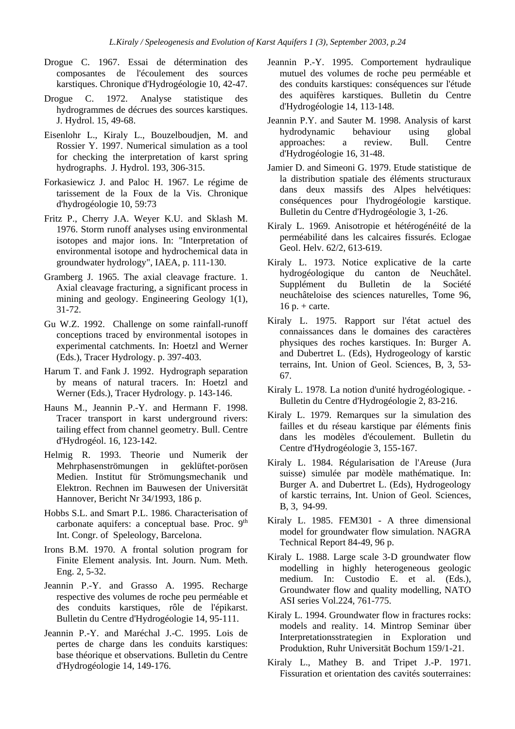Drogue C. 1967. Essai de détermination des composantes de l'écoulement des sources karstiques. Chronique d'Hydrogéologie 10, 42-47.

Drogue C. 1972. Analyse statistique des hydrogrammes de décrues des sources karstiques. J. Hydrol. 15, 49-68.

Eisenlohr L., Kiraly L., Bouzelboudjen, M. and Rossier Y. 1997. Numerical simulation as a tool for checking the interpretation of karst spring hydrographs. J. Hydrol. 193, 306-315.

Forkasiewicz J. and Paloc H. 1967. Le régime de tarissement de la Foux de la Vis. Chronique d'hydrogéologie 10, 59:73

Fritz P., Cherry J.A. Weyer K.U. and Sklash M. 1976. Storm runoff analyses using environmental isotopes and major ions. In: "Interpretation of environmental isotope and hydrochemical data in groundwater hydrology", IAEA, p. 111-130.

Gramberg J. 1965. The axial cleavage fracture. 1. Axial cleavage fracturing, a significant process in mining and geology. Engineering Geology 1(1), 31-72.

Gu W.Z. 1992. Challenge on some rainfall-runoff conceptions traced by environmental isotopes in experimental catchments. In: Hoetzl and Werner (Eds.), Tracer Hydrology. p. 397-403.

Harum T. and Fank J. 1992. Hydrograph separation by means of natural tracers. In: Hoetzl and Werner (Eds.), Tracer Hydrology. p. 143-146.

Hauns M., Jeannin P.-Y. and Hermann F. 1998. Tracer transport in karst underground rivers: tailing effect from channel geometry. Bull. Centre d'Hydrogéol. 16, 123-142.

Helmig R. 1993. Theorie und Numerik der Mehrphasenströmungen in geklüftet-porösen Medien. Institut für Strömungsmechanik und Elektron. Rechnen im Bauwesen der Universität Hannover, Bericht Nr 34/1993, 186 p.

Hobbs S.L. and Smart P.L. 1986. Characterisation of carbonate aquifers: a conceptual base. Proc. 9th Int. Congr. of Speleology, Barcelona.

Irons B.M. 1970. A frontal solution program for Finite Element analysis. Int. Journ. Num. Meth. Eng. 2, 5-32.

Jeannin P.-Y. and Grasso A. 1995. Recharge respective des volumes de roche peu perméable et des conduits karstiques, rôle de l'épikarst. Bulletin du Centre d'Hydrogéologie 14, 95-111.

Jeannin P.-Y. and Maréchal J.-C. 1995. Lois de pertes de charge dans les conduits karstiques: base théorique et observations. Bulletin du Centre d'Hydrogéologie 14, 149-176.

Jeannin P.-Y. 1995. Comportement hydraulique mutuel des volumes de roche peu perméable et des conduits karstiques: conséquences sur l'étude des aquifères karstiques. Bulletin du Centre d'Hydrogéologie 14, 113-148.

Jeannin P.Y. and Sauter M. 1998. Analysis of karst hydrodynamic behaviour using global approaches: a review. Bull. Centre d'Hydrogéologie 16, 31-48.

Jamier D. and Simeoni G. 1979. Etude statistique de la distribution spatiale des éléments structuraux dans deux massifs des Alpes helvétiques: conséquences pour l'hydrogéologie karstique. Bulletin du Centre d'Hydrogéologie 3, 1-26.

Kiraly L. 1969. Anisotropie et hétérogénéité de la perméabilité dans les calcaires fissurés. Eclogae Geol. Helv. 62/2, 613-619.

Kiraly L. 1973. Notice explicative de la carte hydrogéologique du canton de Neuchâtel. Supplément du Bulletin de la Société neuchâteloise des sciences naturelles, Tome 96, 16 p. + carte.

Kiraly L. 1975. Rapport sur l'état actuel des connaissances dans le domaines des caractères physiques des roches karstiques. In: Burger A. and Dubertret L. (Eds), Hydrogeology of karstic terrains, Int. Union of Geol. Sciences, B, 3, 53-67.

Kiraly L. 1978. La notion d'unité hydrogéologique. - Bulletin du Centre d'Hydrogéologie 2, 83-216.

Kiraly L. 1979. Remarques sur la simulation des failles et du réseau karstique par éléments finis dans les modèles d'écoulement. Bulletin du Centre d'Hydrogéologie 3, 155-167.

Kiraly L. 1984. Régularisation de l'Areuse (Jura suisse) simulée par modèle mathématique. In: Burger A. and Dubertret L. (Eds), Hydrogeology of karstic terrains, Int. Union of Geol. Sciences, B, 3, 94-99.

Kiraly L. 1985. FEM301 - A three dimensional model for groundwater flow simulation. NAGRA Technical Report 84-49, 96 p.

Kiraly L. 1988. Large scale 3-D groundwater flow modelling in highly heterogeneous geologic medium. In: Custodio E. et al. (Eds.), Groundwater flow and quality modelling, NATO ASI series Vol.224, 761-775.

Kiraly L. 1994. Groundwater flow in fractures rocks: models and reality. 14. Mintrop Seminar über Interpretationsstrategien in Exploration und Produktion, Ruhr Universität Bochum 159/1-21.

Kiraly L., Mathey B. and Tripet J.-P. 1971. Fissuration et orientation des cavités souterraines: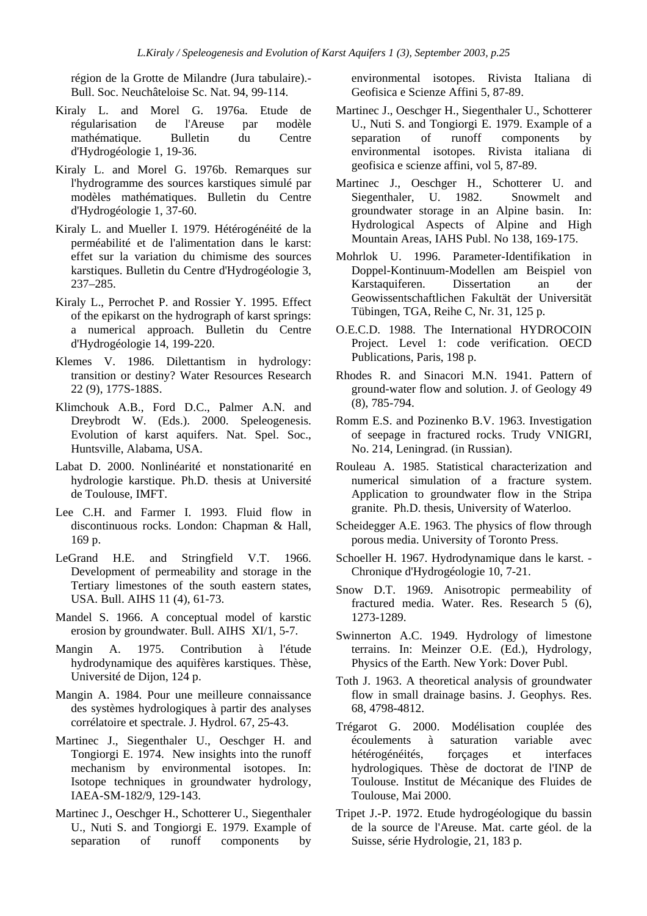région de la Grotte de Milandre (Jura tabulaire).- Bull. Soc. Neuchâteloise Sc. Nat. 94, 99-114.

Kiraly L. and Morel G. 1976a. Etude de régularisation de l'Areuse par modèle mathématique. Bulletin du Centre d'Hydrogéologie 1, 19-36.

Kiraly L. and Morel G. 1976b. Remarques sur l'hydrogramme des sources karstiques simulé par modèles mathématiques. Bulletin du Centre d'Hydrogéologie 1, 37-60.

Kiraly L. and Mueller I. 1979. Hétérogénéité de la perméabilité et de l'alimentation dans le karst: effet sur la variation du chimisme des sources karstiques. Bulletin du Centre d'Hydrogéologie 3, 237–285.

Kiraly L., Perrochet P. and Rossier Y. 1995. Effect of the epikarst on the hydrograph of karst springs: a numerical approach. Bulletin du Centre d'Hydrogéologie 14, 199-220.

Klemes V. 1986. Dilettantism in hydrology: transition or destiny? Water Resources Research 22 (9), 177S-188S.

Klimchouk A.B., Ford D.C., Palmer A.N. and Dreybrodt W. (Eds.). 2000. Speleogenesis. Evolution of karst aquifers. Nat. Spel. Soc., Huntsville, Alabama, USA.

Labat D. 2000. Nonlinéarité et nonstationarité en hydrologie karstique. Ph.D. thesis at Université de Toulouse, IMFT.

Lee C.H. and Farmer I. 1993. Fluid flow in discontinuous rocks. London: Chapman & Hall, 169 p.

LeGrand H.E. and Stringfield V.T. 1966. Development of permeability and storage in the Tertiary limestones of the south eastern states, USA. Bull. AIHS 11 (4), 61-73.

Mandel S. 1966. A conceptual model of karstic erosion by groundwater. Bull. AIHS XI/1, 5-7.

Mangin A. 1975. Contribution à l'étude hydrodynamique des aquifères karstiques. Thèse, Université de Dijon, 124 p.

Mangin A. 1984. Pour une meilleure connaissance des systèmes hydrologiques à partir des analyses corrélatoire et spectrale. J. Hydrol. 67, 25-43.

Martinec J., Siegenthaler U., Oeschger H. and Tongiorgi E. 1974. New insights into the runoff mechanism by environmental isotopes. In: Isotope techniques in groundwater hydrology, IAEA-SM-182/9, 129-143.

Martinec J., Oeschger H., Schotterer U., Siegenthaler U., Nuti S. and Tongiorgi E. 1979. Example of separation of runoff components by environmental isotopes. Rivista Italiana di Geofisica e Scienze Affini 5, 87-89.

Martinec J., Oeschger H., Siegenthaler U., Schotterer U., Nuti S. and Tongiorgi E. 1979. Example of a separation of runoff components by environmental isotopes. Rivista italiana di geofisica e scienze affini, vol 5, 87-89.

Martinec J., Oeschger H., Schotterer U. and Siegenthaler, U. 1982. Snowmelt and groundwater storage in an Alpine basin. In: Hydrological Aspects of Alpine and High Mountain Areas, IAHS Publ. No 138, 169-175.

Mohrlok U. 1996. Parameter-Identifikation in Doppel-Kontinuum-Modellen am Beispiel von Karstaquiferen. Dissertation an der Geowissentschaftlichen Fakultät der Universität Tübingen, TGA, Reihe C, Nr. 31, 125 p.

O.E.C.D. 1988. The International HYDROCOIN Project. Level 1: code verification. OECD Publications, Paris, 198 p.

Rhodes R. and Sinacori M.N. 1941. Pattern of ground-water flow and solution. J. of Geology 49 (8), 785-794.

Romm E.S. and Pozinenko B.V. 1963. Investigation of seepage in fractured rocks. Trudy VNIGRI, No. 214, Leningrad. (in Russian).

Rouleau A. 1985. Statistical characterization and numerical simulation of a fracture system. Application to groundwater flow in the Stripa granite. Ph.D. thesis, University of Waterloo.

Scheidegger A.E. 1963. The physics of flow through porous media. University of Toronto Press.

Schoeller H. 1967. Hydrodynamique dans le karst. - Chronique d'Hydrogéologie 10, 7-21.

Snow D.T. 1969. Anisotropic permeability of fractured media. Water. Res. Research 5 (6), 1273-1289.

Swinnerton A.C. 1949. Hydrology of limestone terrains. In: Meinzer O.E. (Ed.), Hydrology, Physics of the Earth. New York: Dover Publ.

Toth J. 1963. A theoretical analysis of groundwater flow in small drainage basins. J. Geophys. Res. 68, 4798-4812.

Trégarot G. 2000. Modélisation couplée des écoulements à saturation variable avec hétérogénéités, forçages et interfaces hydrologiques. Thèse de doctorat de l'INP de Toulouse. Institut de Mécanique des Fluides de Toulouse, Mai 2000.

Tripet J.-P. 1972. Etude hydrogéologique du bassin de la source de l'Areuse. Mat. carte géol. de la Suisse, série Hydrologie, 21, 183 p.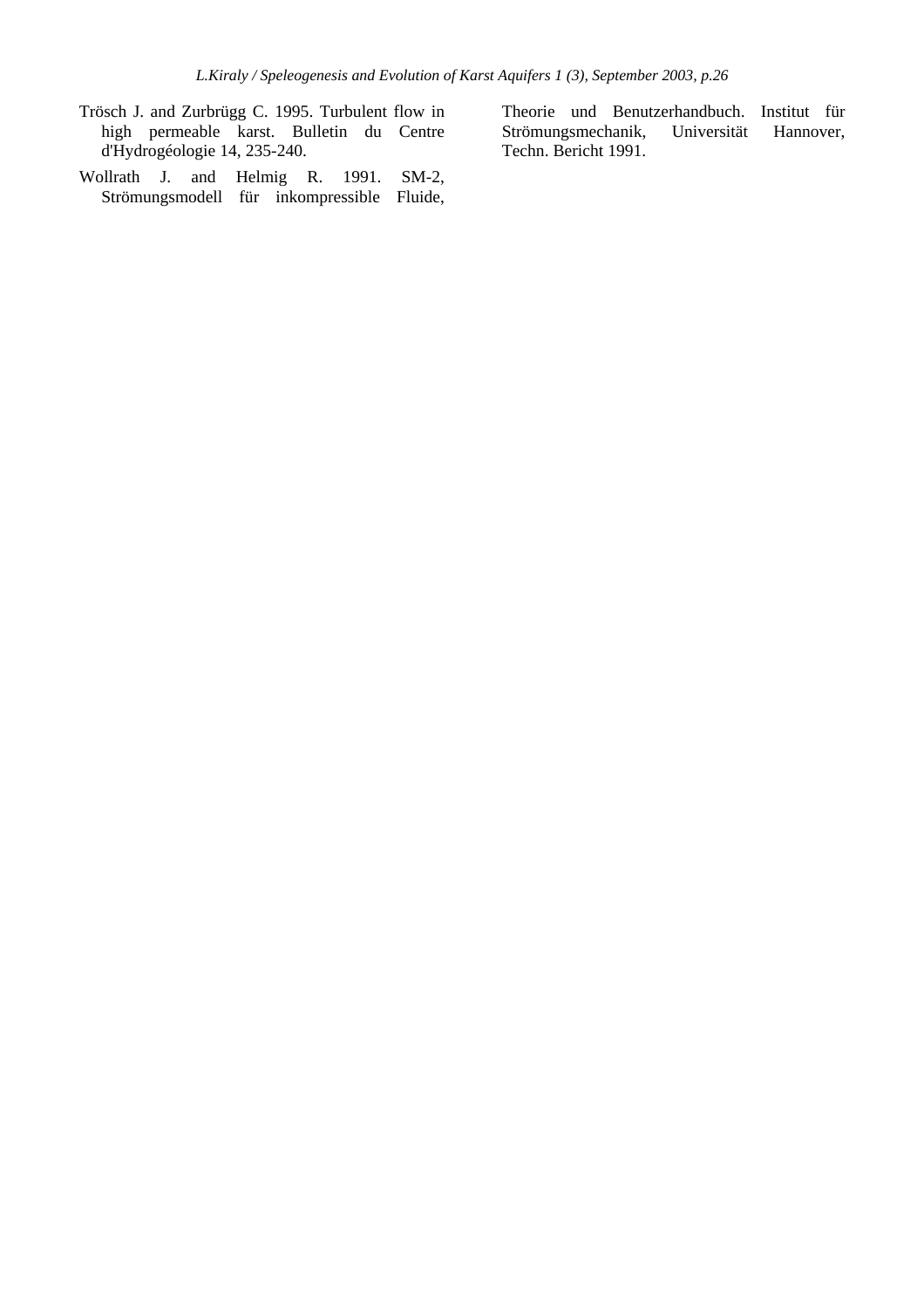Trösch J. and Zurbrügg C. 1995. Turbulent flow in high permeable karst. Bulletin du Centre d'Hydrogéologie 14, 235-240.

Wollrath J. and Helmig R. 1991. SM-2, Strömungsmodell für inkompressible Fluide, Theorie und Benutzerhandbuch. Institut für Strömungsmechanik, Universität Hannover, Techn. Bericht 1991.